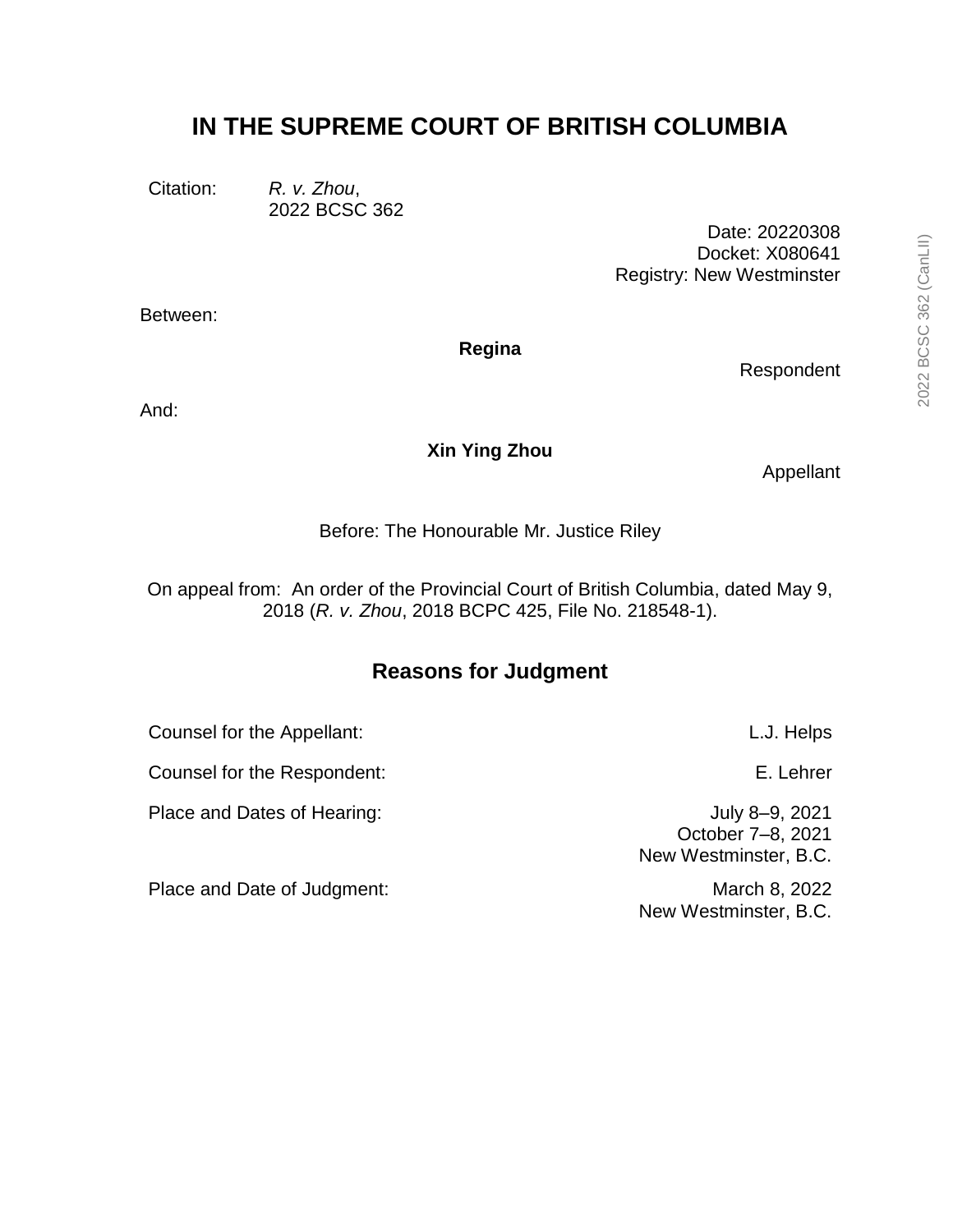# IN THE SUPREME COURT OF BRITISH COLUMBIA

Citation: *R. v. Zhou*,
2022 BCSC 362

Date: 20220308
Docket: X080641
Registry: New Westminster

Between:

**Regina**

Respondent

And:

**Xin Ying Zhou**

Appellant

Before: The Honourable Mr. Justice Riley

On appeal from: An order of the Provincial Court of British Columbia, dated May 9, 2018 (*R. v. Zhou*, 2018 BCPC 425, File No. 218548-1).

## Reasons for Judgment

| | |
|---|---|
| Counsel for the Appellant: | L.J. Helps |
| Counsel for the Respondent: | E. Lehrer |
| Place and Dates of Hearing: | July 8–9, 2021<br>October 7–8, 2021<br>New Westminster, B.C. |
| Place and Date of Judgment: | March 8, 2022<br>New Westminster, B.C. |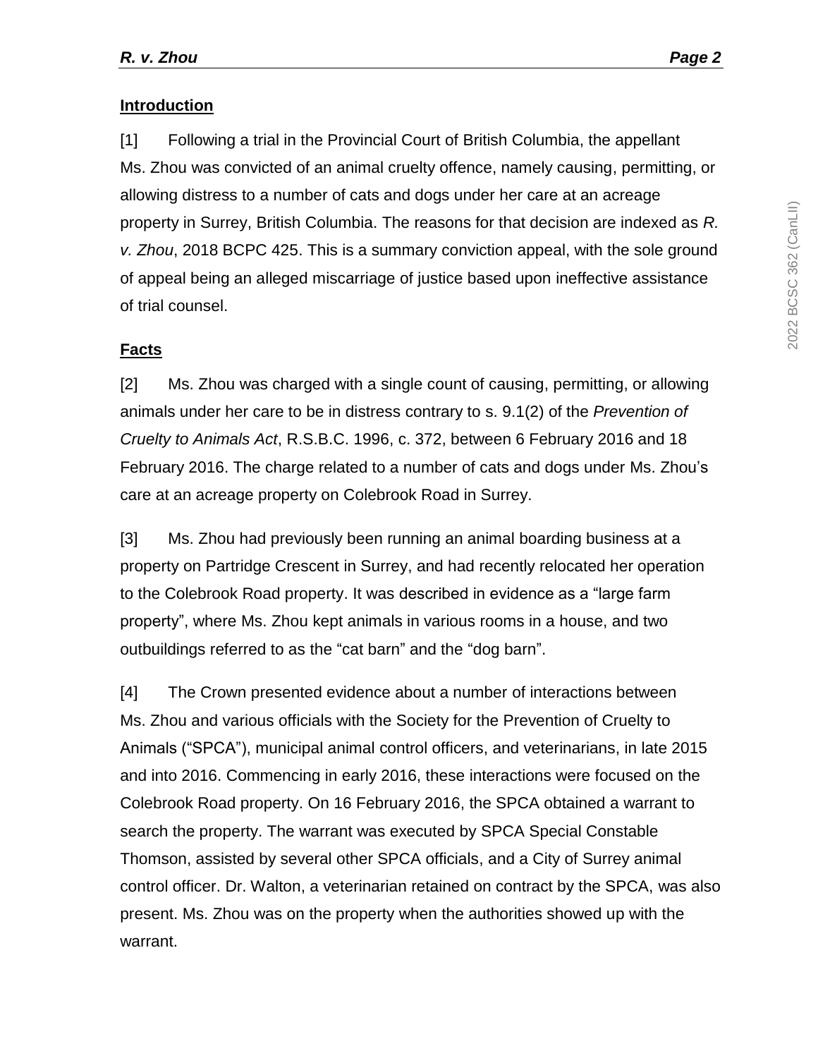## Introduction

[1] Following a trial in the Provincial Court of British Columbia, the appellant Ms. Zhou was convicted of an animal cruelty offence, namely causing, permitting, or allowing distress to a number of cats and dogs under her care at an acreage property in Surrey, British Columbia. The reasons for that decision are indexed as *R. v. Zhou*, 2018 BCPC 425. This is a summary conviction appeal, with the sole ground of appeal being an alleged miscarriage of justice based upon ineffective assistance of trial counsel.

## Facts

[2] Ms. Zhou was charged with a single count of causing, permitting, or allowing animals under her care to be in distress contrary to s. 9.1(2) of the *Prevention of Cruelty to Animals Act*, R.S.B.C. 1996, c. 372, between 6 February 2016 and 18 February 2016. The charge related to a number of cats and dogs under Ms. Zhou's care at an acreage property on Colebrook Road in Surrey.

[3] Ms. Zhou had previously been running an animal boarding business at a property on Partridge Crescent in Surrey, and had recently relocated her operation to the Colebrook Road property. It was described in evidence as a "large farm property", where Ms. Zhou kept animals in various rooms in a house, and two outbuildings referred to as the "cat barn" and the "dog barn".

[4] The Crown presented evidence about a number of interactions between Ms. Zhou and various officials with the Society for the Prevention of Cruelty to Animals ("SPCA"), municipal animal control officers, and veterinarians, in late 2015 and into 2016. Commencing in early 2016, these interactions were focused on the Colebrook Road property. On 16 February 2016, the SPCA obtained a warrant to search the property. The warrant was executed by SPCA Special Constable Thomson, assisted by several other SPCA officials, and a City of Surrey animal control officer. Dr. Walton, a veterinarian retained on contract by the SPCA, was also present. Ms. Zhou was on the property when the authorities showed up with the warrant.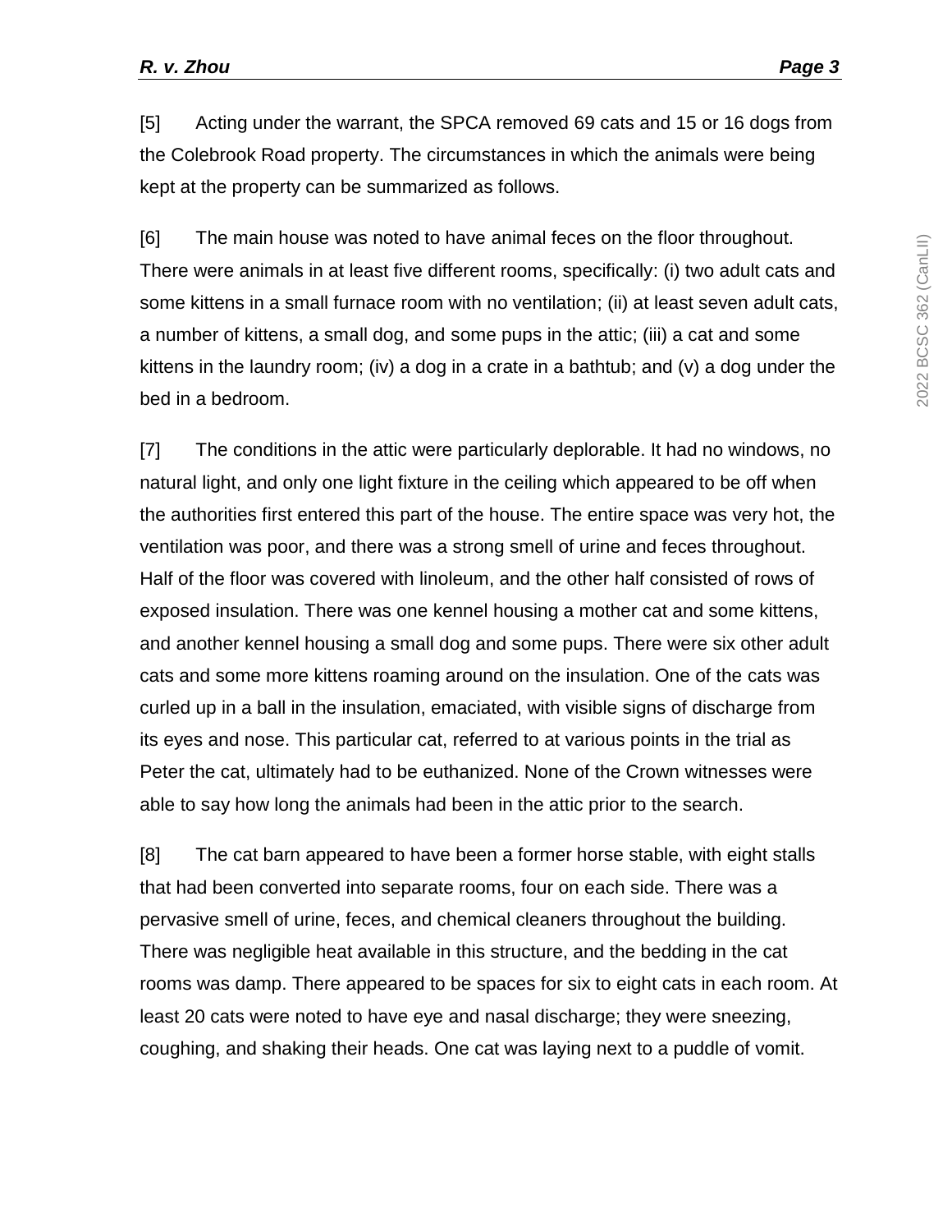[5] Acting under the warrant, the SPCA removed 69 cats and 15 or 16 dogs from the Colebrook Road property. The circumstances in which the animals were being kept at the property can be summarized as follows.

[6] The main house was noted to have animal feces on the floor throughout. There were animals in at least five different rooms, specifically: (i) two adult cats and some kittens in a small furnace room with no ventilation; (ii) at least seven adult cats, a number of kittens, a small dog, and some pups in the attic; (iii) a cat and some kittens in the laundry room; (iv) a dog in a crate in a bathtub; and (v) a dog under the bed in a bedroom.

[7] The conditions in the attic were particularly deplorable. It had no windows, no natural light, and only one light fixture in the ceiling which appeared to be off when the authorities first entered this part of the house. The entire space was very hot, the ventilation was poor, and there was a strong smell of urine and feces throughout. Half of the floor was covered with linoleum, and the other half consisted of rows of exposed insulation. There was one kennel housing a mother cat and some kittens, and another kennel housing a small dog and some pups. There were six other adult cats and some more kittens roaming around on the insulation. One of the cats was curled up in a ball in the insulation, emaciated, with visible signs of discharge from its eyes and nose. This particular cat, referred to at various points in the trial as Peter the cat, ultimately had to be euthanized. None of the Crown witnesses were able to say how long the animals had been in the attic prior to the search.

[8] The cat barn appeared to have been a former horse stable, with eight stalls that had been converted into separate rooms, four on each side. There was a pervasive smell of urine, feces, and chemical cleaners throughout the building. There was negligible heat available in this structure, and the bedding in the cat rooms was damp. There appeared to be spaces for six to eight cats in each room. At least 20 cats were noted to have eye and nasal discharge; they were sneezing, coughing, and shaking their heads. One cat was laying next to a puddle of vomit.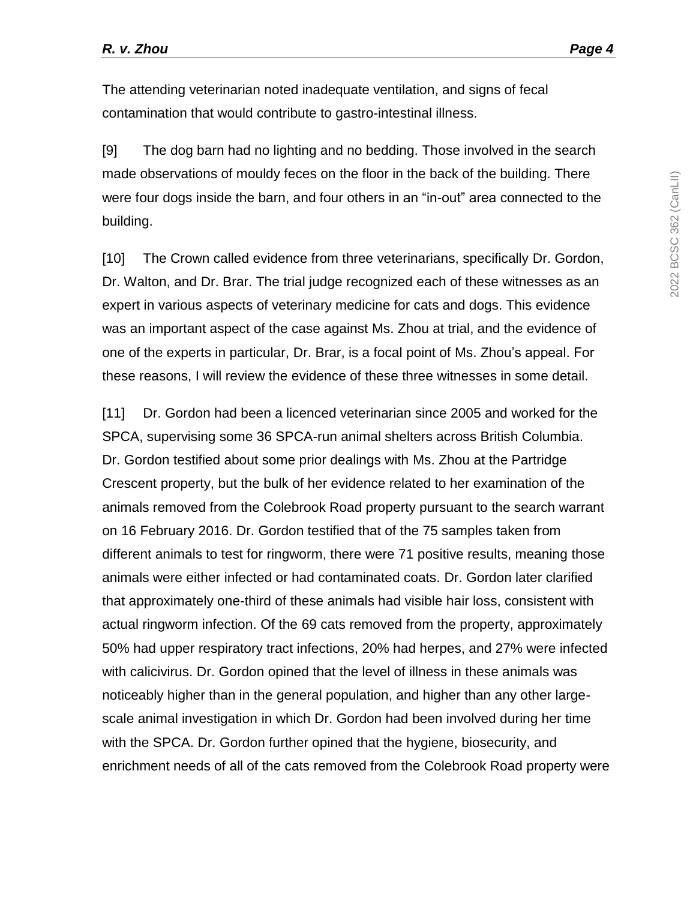The attending veterinarian noted inadequate ventilation, and signs of fecal contamination that would contribute to gastro-intestinal illness.

[9] The dog barn had no lighting and no bedding. Those involved in the search made observations of mouldy feces on the floor in the back of the building. There were four dogs inside the barn, and four others in an "in-out" area connected to the building.

[10] The Crown called evidence from three veterinarians, specifically Dr. Gordon, Dr. Walton, and Dr. Brar. The trial judge recognized each of these witnesses as an expert in various aspects of veterinary medicine for cats and dogs. This evidence was an important aspect of the case against Ms. Zhou at trial, and the evidence of one of the experts in particular, Dr. Brar, is a focal point of Ms. Zhou's appeal. For these reasons, I will review the evidence of these three witnesses in some detail.

[11] Dr. Gordon had been a licenced veterinarian since 2005 and worked for the SPCA, supervising some 36 SPCA-run animal shelters across British Columbia. Dr. Gordon testified about some prior dealings with Ms. Zhou at the Partridge Crescent property, but the bulk of her evidence related to her examination of the animals removed from the Colebrook Road property pursuant to the search warrant on 16 February 2016. Dr. Gordon testified that of the 75 samples taken from different animals to test for ringworm, there were 71 positive results, meaning those animals were either infected or had contaminated coats. Dr. Gordon later clarified that approximately one-third of these animals had visible hair loss, consistent with actual ringworm infection. Of the 69 cats removed from the property, approximately 50% had upper respiratory tract infections, 20% had herpes, and 27% were infected with calicivirus. Dr. Gordon opined that the level of illness in these animals was noticeably higher than in the general population, and higher than any other large-scale animal investigation in which Dr. Gordon had been involved during her time with the SPCA. Dr. Gordon further opined that the hygiene, biosecurity, and enrichment needs of all of the cats removed from the Colebrook Road property were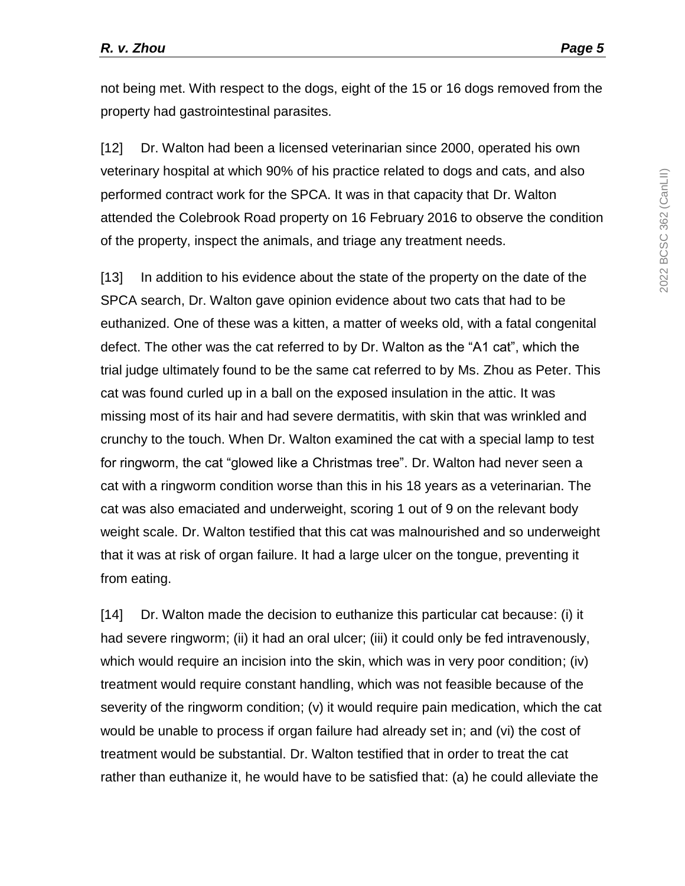not being met. With respect to the dogs, eight of the 15 or 16 dogs removed from the property had gastrointestinal parasites.

[12] Dr. Walton had been a licensed veterinarian since 2000, operated his own veterinary hospital at which 90% of his practice related to dogs and cats, and also performed contract work for the SPCA. It was in that capacity that Dr. Walton attended the Colebrook Road property on 16 February 2016 to observe the condition of the property, inspect the animals, and triage any treatment needs.

[13] In addition to his evidence about the state of the property on the date of the SPCA search, Dr. Walton gave opinion evidence about two cats that had to be euthanized. One of these was a kitten, a matter of weeks old, with a fatal congenital defect. The other was the cat referred to by Dr. Walton as the "A1 cat", which the trial judge ultimately found to be the same cat referred to by Ms. Zhou as Peter. This cat was found curled up in a ball on the exposed insulation in the attic. It was missing most of its hair and had severe dermatitis, with skin that was wrinkled and crunchy to the touch. When Dr. Walton examined the cat with a special lamp to test for ringworm, the cat "glowed like a Christmas tree". Dr. Walton had never seen a cat with a ringworm condition worse than this in his 18 years as a veterinarian. The cat was also emaciated and underweight, scoring 1 out of 9 on the relevant body weight scale. Dr. Walton testified that this cat was malnourished and so underweight that it was at risk of organ failure. It had a large ulcer on the tongue, preventing it from eating.

[14] Dr. Walton made the decision to euthanize this particular cat because: (i) it had severe ringworm; (ii) it had an oral ulcer; (iii) it could only be fed intravenously, which would require an incision into the skin, which was in very poor condition; (iv) treatment would require constant handling, which was not feasible because of the severity of the ringworm condition; (v) it would require pain medication, which the cat would be unable to process if organ failure had already set in; and (vi) the cost of treatment would be substantial. Dr. Walton testified that in order to treat the cat rather than euthanize it, he would have to be satisfied that: (a) he could alleviate the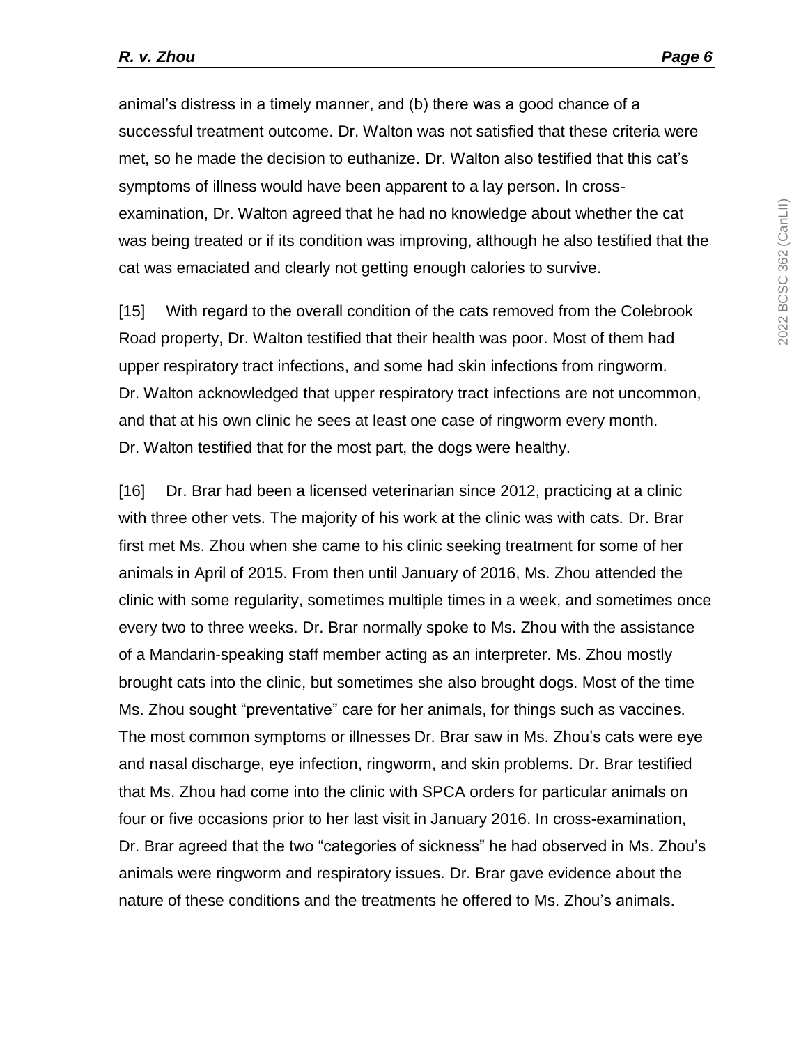animal's distress in a timely manner, and (b) there was a good chance of a successful treatment outcome. Dr. Walton was not satisfied that these criteria were met, so he made the decision to euthanize. Dr. Walton also testified that this cat's symptoms of illness would have been apparent to a lay person. In cross-examination, Dr. Walton agreed that he had no knowledge about whether the cat was being treated or if its condition was improving, although he also testified that the cat was emaciated and clearly not getting enough calories to survive.

[15] With regard to the overall condition of the cats removed from the Colebrook Road property, Dr. Walton testified that their health was poor. Most of them had upper respiratory tract infections, and some had skin infections from ringworm. Dr. Walton acknowledged that upper respiratory tract infections are not uncommon, and that at his own clinic he sees at least one case of ringworm every month. Dr. Walton testified that for the most part, the dogs were healthy.

[16] Dr. Brar had been a licensed veterinarian since 2012, practicing at a clinic with three other vets. The majority of his work at the clinic was with cats. Dr. Brar first met Ms. Zhou when she came to his clinic seeking treatment for some of her animals in April of 2015. From then until January of 2016, Ms. Zhou attended the clinic with some regularity, sometimes multiple times in a week, and sometimes once every two to three weeks. Dr. Brar normally spoke to Ms. Zhou with the assistance of a Mandarin-speaking staff member acting as an interpreter. Ms. Zhou mostly brought cats into the clinic, but sometimes she also brought dogs. Most of the time Ms. Zhou sought "preventative" care for her animals, for things such as vaccines. The most common symptoms or illnesses Dr. Brar saw in Ms. Zhou's cats were eye and nasal discharge, eye infection, ringworm, and skin problems. Dr. Brar testified that Ms. Zhou had come into the clinic with SPCA orders for particular animals on four or five occasions prior to her last visit in January 2016. In cross-examination, Dr. Brar agreed that the two "categories of sickness" he had observed in Ms. Zhou's animals were ringworm and respiratory issues. Dr. Brar gave evidence about the nature of these conditions and the treatments he offered to Ms. Zhou's animals.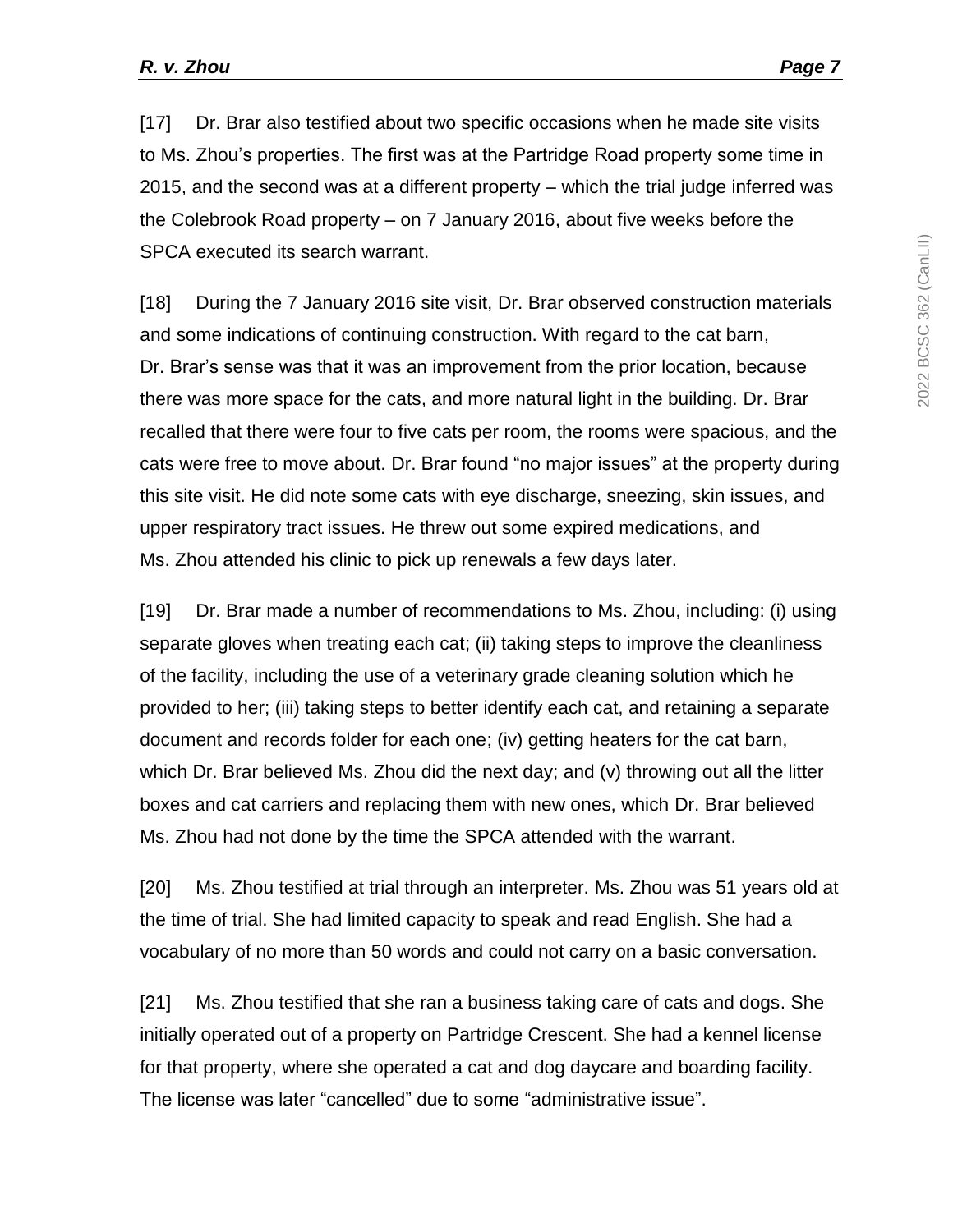[17] Dr. Brar also testified about two specific occasions when he made site visits to Ms. Zhou's properties. The first was at the Partridge Road property some time in 2015, and the second was at a different property – which the trial judge inferred was the Colebrook Road property – on 7 January 2016, about five weeks before the SPCA executed its search warrant.

[18] During the 7 January 2016 site visit, Dr. Brar observed construction materials and some indications of continuing construction. With regard to the cat barn, Dr. Brar's sense was that it was an improvement from the prior location, because there was more space for the cats, and more natural light in the building. Dr. Brar recalled that there were four to five cats per room, the rooms were spacious, and the cats were free to move about. Dr. Brar found "no major issues" at the property during this site visit. He did note some cats with eye discharge, sneezing, skin issues, and upper respiratory tract issues. He threw out some expired medications, and Ms. Zhou attended his clinic to pick up renewals a few days later.

[19] Dr. Brar made a number of recommendations to Ms. Zhou, including: (i) using separate gloves when treating each cat; (ii) taking steps to improve the cleanliness of the facility, including the use of a veterinary grade cleaning solution which he provided to her; (iii) taking steps to better identify each cat, and retaining a separate document and records folder for each one; (iv) getting heaters for the cat barn, which Dr. Brar believed Ms. Zhou did the next day; and (v) throwing out all the litter boxes and cat carriers and replacing them with new ones, which Dr. Brar believed Ms. Zhou had not done by the time the SPCA attended with the warrant.

[20] Ms. Zhou testified at trial through an interpreter. Ms. Zhou was 51 years old at the time of trial. She had limited capacity to speak and read English. She had a vocabulary of no more than 50 words and could not carry on a basic conversation.

[21] Ms. Zhou testified that she ran a business taking care of cats and dogs. She initially operated out of a property on Partridge Crescent. She had a kennel license for that property, where she operated a cat and dog daycare and boarding facility. The license was later "cancelled" due to some "administrative issue".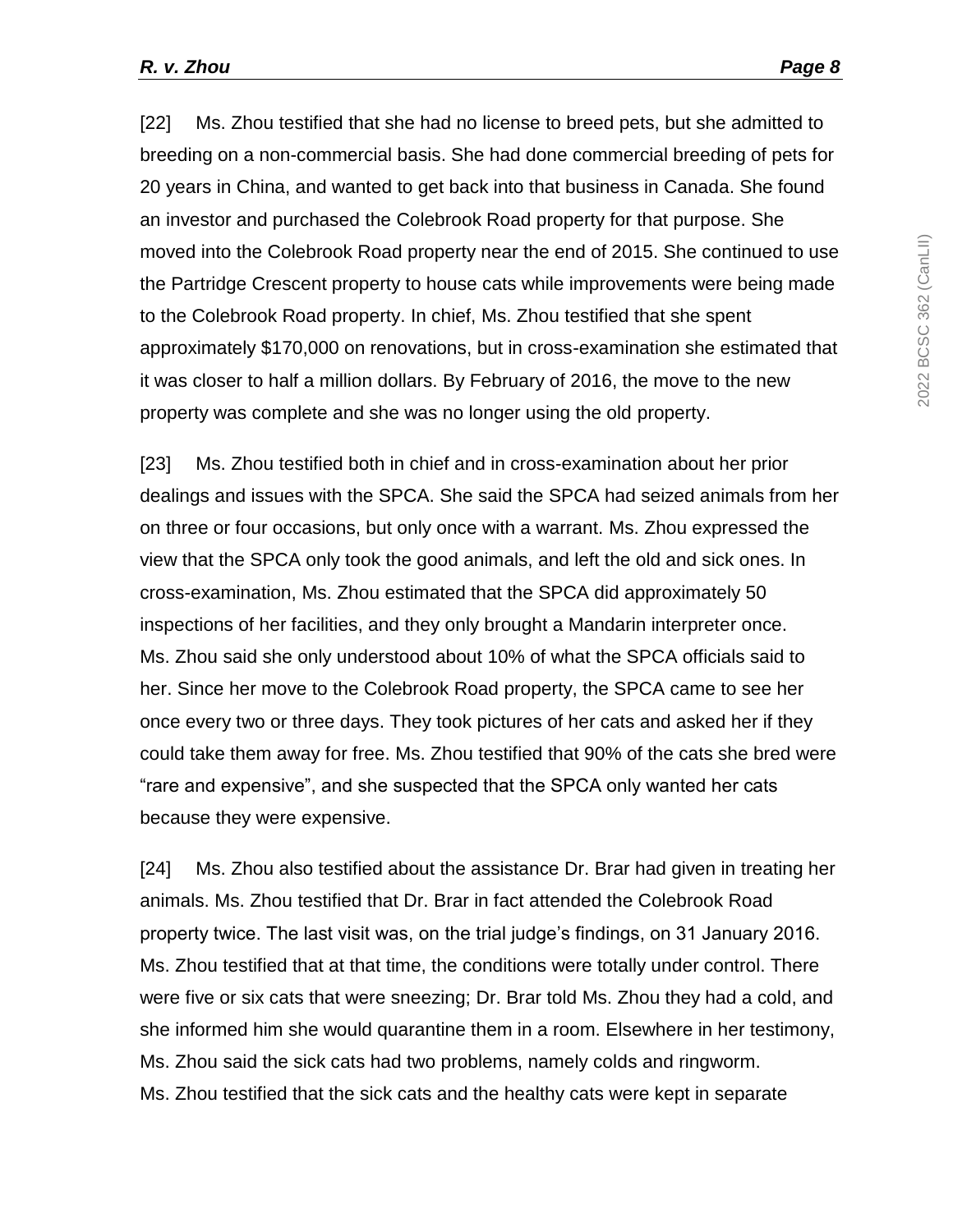[22] Ms. Zhou testified that she had no license to breed pets, but she admitted to breeding on a non-commercial basis. She had done commercial breeding of pets for 20 years in China, and wanted to get back into that business in Canada. She found an investor and purchased the Colebrook Road property for that purpose. She moved into the Colebrook Road property near the end of 2015. She continued to use the Partridge Crescent property to house cats while improvements were being made to the Colebrook Road property. In chief, Ms. Zhou testified that she spent approximately $170,000 on renovations, but in cross-examination she estimated that it was closer to half a million dollars. By February of 2016, the move to the new property was complete and she was no longer using the old property.

[23] Ms. Zhou testified both in chief and in cross-examination about her prior dealings and issues with the SPCA. She said the SPCA had seized animals from her on three or four occasions, but only once with a warrant. Ms. Zhou expressed the view that the SPCA only took the good animals, and left the old and sick ones. In cross-examination, Ms. Zhou estimated that the SPCA did approximately 50 inspections of her facilities, and they only brought a Mandarin interpreter once. Ms. Zhou said she only understood about 10% of what the SPCA officials said to her. Since her move to the Colebrook Road property, the SPCA came to see her once every two or three days. They took pictures of her cats and asked her if they could take them away for free. Ms. Zhou testified that 90% of the cats she bred were "rare and expensive", and she suspected that the SPCA only wanted her cats because they were expensive.

[24] Ms. Zhou also testified about the assistance Dr. Brar had given in treating her animals. Ms. Zhou testified that Dr. Brar in fact attended the Colebrook Road property twice. The last visit was, on the trial judge's findings, on 31 January 2016. Ms. Zhou testified that at that time, the conditions were totally under control. There were five or six cats that were sneezing; Dr. Brar told Ms. Zhou they had a cold, and she informed him she would quarantine them in a room. Elsewhere in her testimony, Ms. Zhou said the sick cats had two problems, namely colds and ringworm. Ms. Zhou testified that the sick cats and the healthy cats were kept in separate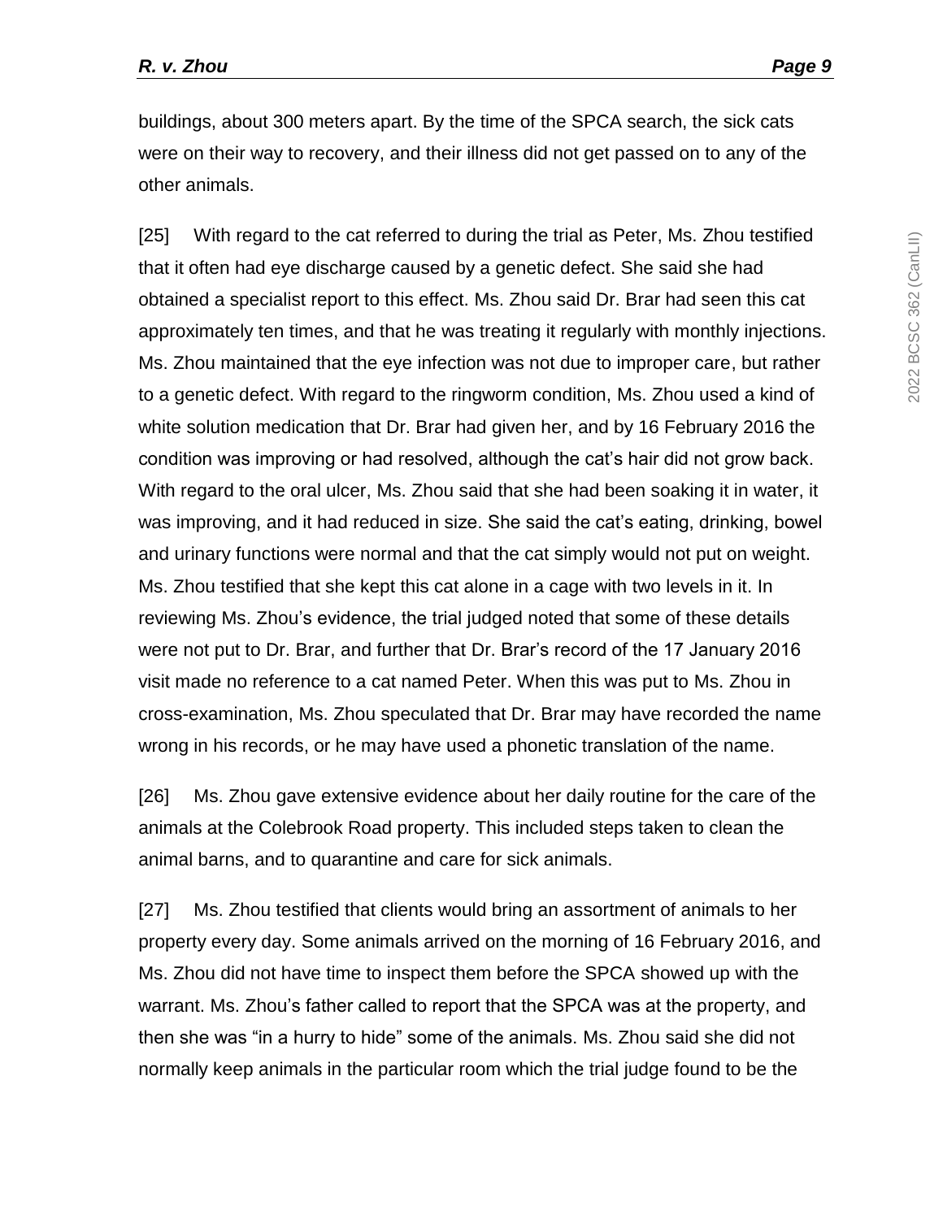buildings, about 300 meters apart. By the time of the SPCA search, the sick cats were on their way to recovery, and their illness did not get passed on to any of the other animals.

[25] With regard to the cat referred to during the trial as Peter, Ms. Zhou testified that it often had eye discharge caused by a genetic defect. She said she had obtained a specialist report to this effect. Ms. Zhou said Dr. Brar had seen this cat approximately ten times, and that he was treating it regularly with monthly injections. Ms. Zhou maintained that the eye infection was not due to improper care, but rather to a genetic defect. With regard to the ringworm condition, Ms. Zhou used a kind of white solution medication that Dr. Brar had given her, and by 16 February 2016 the condition was improving or had resolved, although the cat's hair did not grow back. With regard to the oral ulcer, Ms. Zhou said that she had been soaking it in water, it was improving, and it had reduced in size. She said the cat's eating, drinking, bowel and urinary functions were normal and that the cat simply would not put on weight. Ms. Zhou testified that she kept this cat alone in a cage with two levels in it. In reviewing Ms. Zhou's evidence, the trial judged noted that some of these details were not put to Dr. Brar, and further that Dr. Brar's record of the 17 January 2016 visit made no reference to a cat named Peter. When this was put to Ms. Zhou in cross-examination, Ms. Zhou speculated that Dr. Brar may have recorded the name wrong in his records, or he may have used a phonetic translation of the name.

[26] Ms. Zhou gave extensive evidence about her daily routine for the care of the animals at the Colebrook Road property. This included steps taken to clean the animal barns, and to quarantine and care for sick animals.

[27] Ms. Zhou testified that clients would bring an assortment of animals to her property every day. Some animals arrived on the morning of 16 February 2016, and Ms. Zhou did not have time to inspect them before the SPCA showed up with the warrant. Ms. Zhou's father called to report that the SPCA was at the property, and then she was "in a hurry to hide" some of the animals. Ms. Zhou said she did not normally keep animals in the particular room which the trial judge found to be the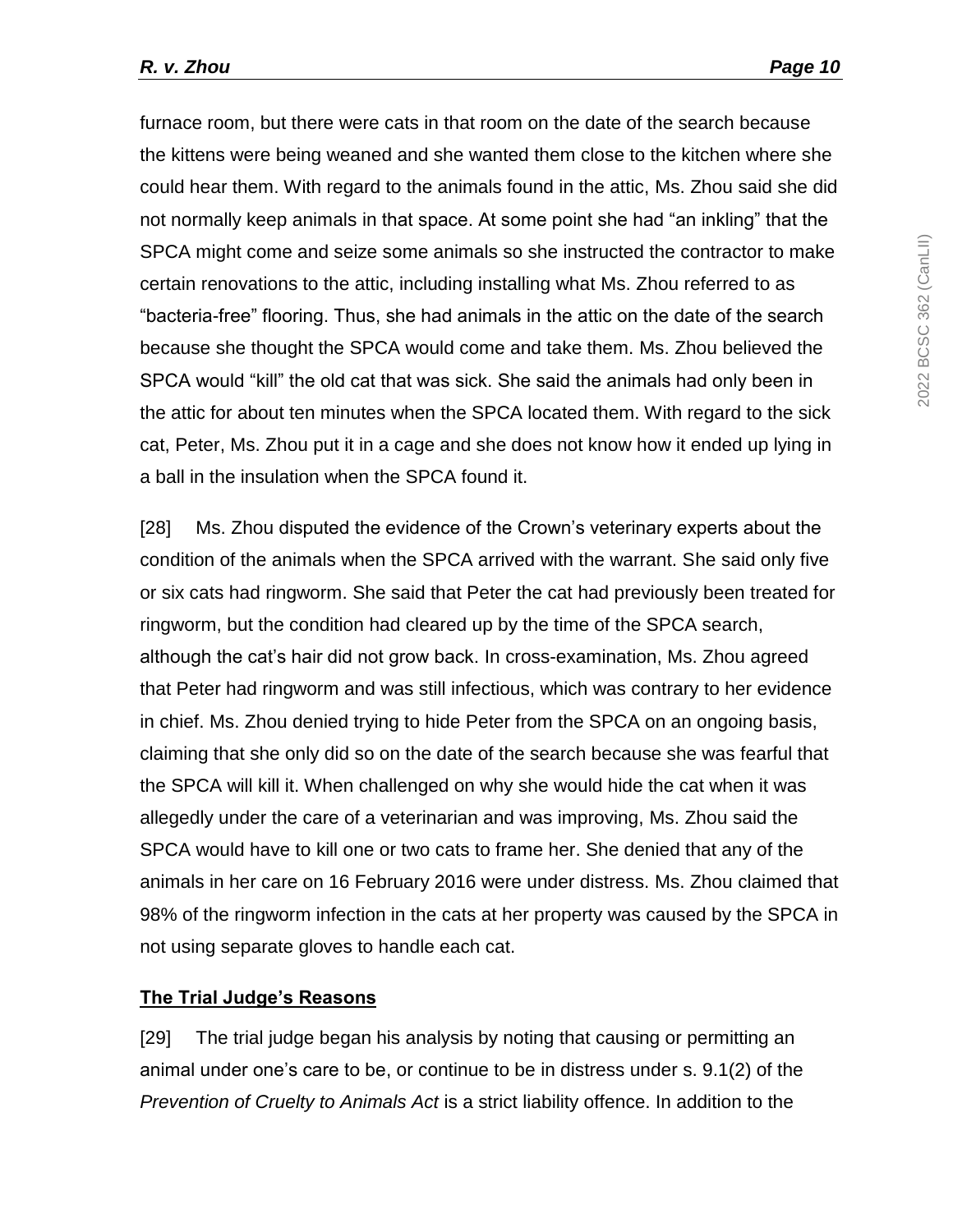furnace room, but there were cats in that room on the date of the search because the kittens were being weaned and she wanted them close to the kitchen where she could hear them. With regard to the animals found in the attic, Ms. Zhou said she did not normally keep animals in that space. At some point she had “an inkling” that the SPCA might come and seize some animals so she instructed the contractor to make certain renovations to the attic, including installing what Ms. Zhou referred to as “bacteria-free” flooring. Thus, she had animals in the attic on the date of the search because she thought the SPCA would come and take them. Ms. Zhou believed the SPCA would “kill” the old cat that was sick. She said the animals had only been in the attic for about ten minutes when the SPCA located them. With regard to the sick cat, Peter, Ms. Zhou put it in a cage and she does not know how it ended up lying in a ball in the insulation when the SPCA found it.

[28] Ms. Zhou disputed the evidence of the Crown’s veterinary experts about the condition of the animals when the SPCA arrived with the warrant. She said only five or six cats had ringworm. She said that Peter the cat had previously been treated for ringworm, but the condition had cleared up by the time of the SPCA search, although the cat’s hair did not grow back. In cross-examination, Ms. Zhou agreed that Peter had ringworm and was still infectious, which was contrary to her evidence in chief. Ms. Zhou denied trying to hide Peter from the SPCA on an ongoing basis, claiming that she only did so on the date of the search because she was fearful that the SPCA will kill it. When challenged on why she would hide the cat when it was allegedly under the care of a veterinarian and was improving, Ms. Zhou said the SPCA would have to kill one or two cats to frame her. She denied that any of the animals in her care on 16 February 2016 were under distress. Ms. Zhou claimed that 98% of the ringworm infection in the cats at her property was caused by the SPCA in not using separate gloves to handle each cat.

## The Trial Judge’s Reasons

[29] The trial judge began his analysis by noting that causing or permitting an animal under one’s care to be, or continue to be in distress under s. 9.1(2) of the *Prevention of Cruelty to Animals Act* is a strict liability offence. In addition to the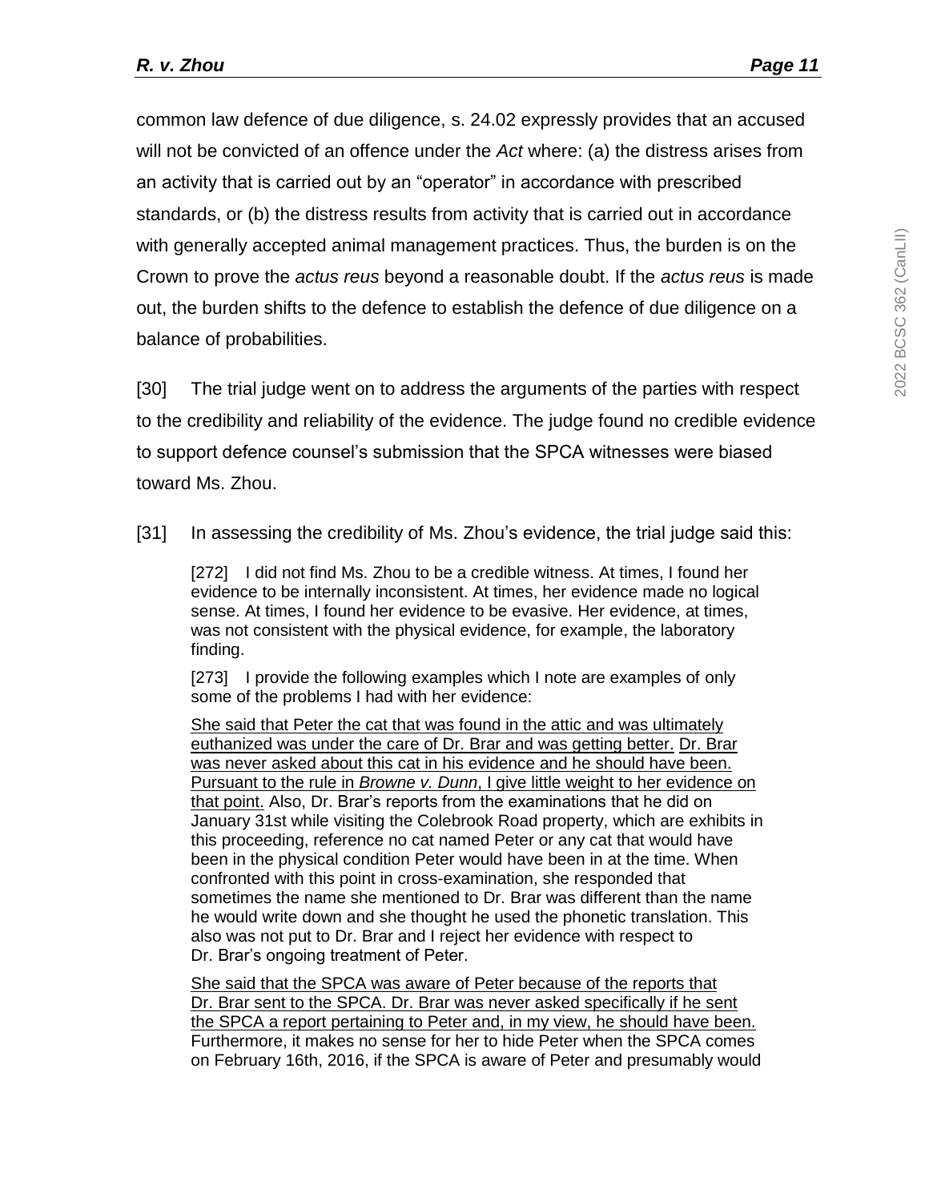common law defence of due diligence, s. 24.02 expressly provides that an accused will not be convicted of an offence under the *Act* where: (a) the distress arises from an activity that is carried out by an "operator" in accordance with prescribed standards, or (b) the distress results from activity that is carried out in accordance with generally accepted animal management practices. Thus, the burden is on the Crown to prove the *actus reus* beyond a reasonable doubt. If the *actus reus* is made out, the burden shifts to the defence to establish the defence of due diligence on a balance of probabilities.

[30] The trial judge went on to address the arguments of the parties with respect to the credibility and reliability of the evidence. The judge found no credible evidence to support defence counsel's submission that the SPCA witnesses were biased toward Ms. Zhou.

[31] In assessing the credibility of Ms. Zhou's evidence, the trial judge said this:

> [272] I did not find Ms. Zhou to be a credible witness. At times, I found her evidence to be internally inconsistent. At times, her evidence made no logical sense. At times, I found her evidence to be evasive. Her evidence, at times, was not consistent with the physical evidence, for example, the laboratory finding.
>
> [273] I provide the following examples which I note are examples of only some of the problems I had with her evidence:
>
> <u>She said that Peter the cat that was found in the attic and was ultimately euthanized was under the care of Dr. Brar and was getting better.</u> <u>Dr. Brar was never asked about this cat in his evidence and he should have been. Pursuant to the rule in *Browne v. Dunn*, I give little weight to her evidence on that point.</u> Also, Dr. Brar's reports from the examinations that he did on January 31st while visiting the Colebrook Road property, which are exhibits in this proceeding, reference no cat named Peter or any cat that would have been in the physical condition Peter would have been in at the time. When confronted with this point in cross-examination, she responded that sometimes the name she mentioned to Dr. Brar was different than the name he would write down and she thought he used the phonetic translation. This also was not put to Dr. Brar and I reject her evidence with respect to Dr. Brar's ongoing treatment of Peter.
>
> <u>She said that the SPCA was aware of Peter because of the reports that Dr. Brar sent to the SPCA. Dr. Brar was never asked specifically if he sent the SPCA a report pertaining to Peter and, in my view, he should have been.</u> Furthermore, it makes no sense for her to hide Peter when the SPCA comes on February 16th, 2016, if the SPCA is aware of Peter and presumably would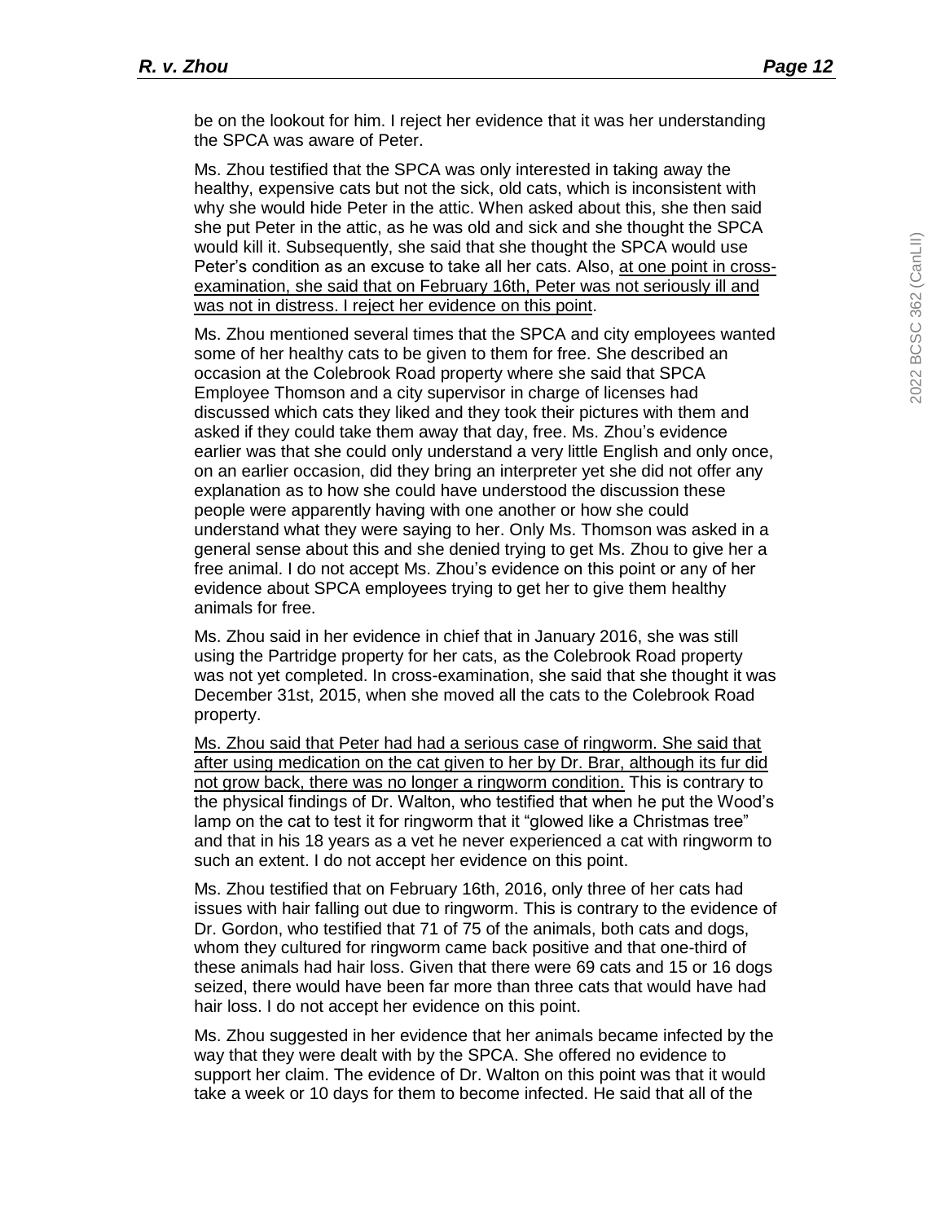be on the lookout for him. I reject her evidence that it was her understanding the SPCA was aware of Peter.

Ms. Zhou testified that the SPCA was only interested in taking away the healthy, expensive cats but not the sick, old cats, which is inconsistent with why she would hide Peter in the attic. When asked about this, she then said she put Peter in the attic, as he was old and sick and she thought the SPCA would kill it. Subsequently, she said that she thought the SPCA would use Peter's condition as an excuse to take all her cats. Also, <u>at one point in cross-examination, she said that on February 16th, Peter was not seriously ill and was not in distress. I reject her evidence on this point</u>.

Ms. Zhou mentioned several times that the SPCA and city employees wanted some of her healthy cats to be given to them for free. She described an occasion at the Colebrook Road property where she said that SPCA Employee Thomson and a city supervisor in charge of licenses had discussed which cats they liked and they took their pictures with them and asked if they could take them away that day, free. Ms. Zhou's evidence earlier was that she could only understand a very little English and only once, on an earlier occasion, did they bring an interpreter yet she did not offer any explanation as to how she could have understood the discussion these people were apparently having with one another or how she could understand what they were saying to her. Only Ms. Thomson was asked in a general sense about this and she denied trying to get Ms. Zhou to give her a free animal. I do not accept Ms. Zhou's evidence on this point or any of her evidence about SPCA employees trying to get her to give them healthy animals for free.

Ms. Zhou said in her evidence in chief that in January 2016, she was still using the Partridge property for her cats, as the Colebrook Road property was not yet completed. In cross-examination, she said that she thought it was December 31st, 2015, when she moved all the cats to the Colebrook Road property.

<u>Ms. Zhou said that Peter had had a serious case of ringworm. She said that after using medication on the cat given to her by Dr. Brar, although its fur did not grow back, there was no longer a ringworm condition.</u> This is contrary to the physical findings of Dr. Walton, who testified that when he put the Wood's lamp on the cat to test it for ringworm that it "glowed like a Christmas tree" and that in his 18 years as a vet he never experienced a cat with ringworm to such an extent. I do not accept her evidence on this point.

Ms. Zhou testified that on February 16th, 2016, only three of her cats had issues with hair falling out due to ringworm. This is contrary to the evidence of Dr. Gordon, who testified that 71 of 75 of the animals, both cats and dogs, whom they cultured for ringworm came back positive and that one-third of these animals had hair loss. Given that there were 69 cats and 15 or 16 dogs seized, there would have been far more than three cats that would have had hair loss. I do not accept her evidence on this point.

Ms. Zhou suggested in her evidence that her animals became infected by the way that they were dealt with by the SPCA. She offered no evidence to support her claim. The evidence of Dr. Walton on this point was that it would take a week or 10 days for them to become infected. He said that all of the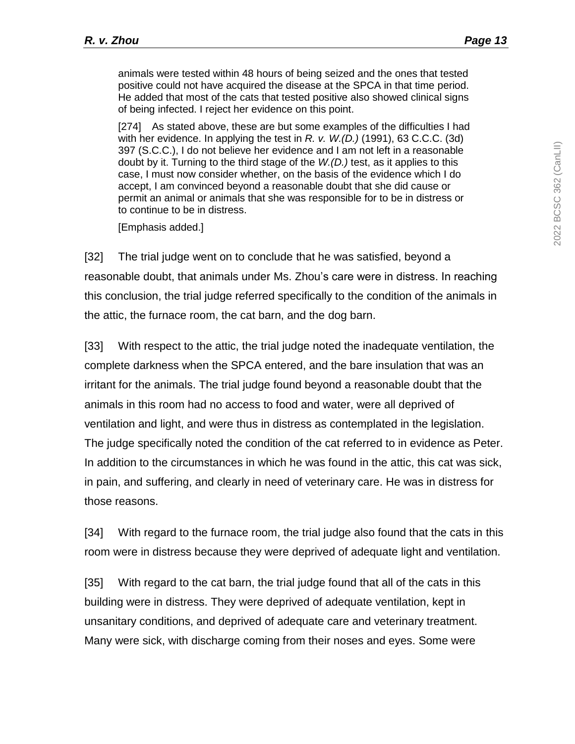> animals were tested within 48 hours of being seized and the ones that tested positive could not have acquired the disease at the SPCA in that time period. He added that most of the cats that tested positive also showed clinical signs of being infected. I reject her evidence on this point.
>
> [274] As stated above, these are but some examples of the difficulties I had with her evidence. In applying the test in *R. v. W.(D.)* (1991), 63 C.C.C. (3d) 397 (S.C.C.), I do not believe her evidence and I am not left in a reasonable doubt by it. Turning to the third stage of the *W.(D.)* test, as it applies to this case, I must now consider whether, on the basis of the evidence which I do accept, I am convinced beyond a reasonable doubt that she did cause or permit an animal or animals that she was responsible for to be in distress or to continue to be in distress.
>
> [Emphasis added.]

[32] The trial judge went on to conclude that he was satisfied, beyond a reasonable doubt, that animals under Ms. Zhou's care were in distress. In reaching this conclusion, the trial judge referred specifically to the condition of the animals in the attic, the furnace room, the cat barn, and the dog barn.

[33] With respect to the attic, the trial judge noted the inadequate ventilation, the complete darkness when the SPCA entered, and the bare insulation that was an irritant for the animals. The trial judge found beyond a reasonable doubt that the animals in this room had no access to food and water, were all deprived of ventilation and light, and were thus in distress as contemplated in the legislation. The judge specifically noted the condition of the cat referred to in evidence as Peter. In addition to the circumstances in which he was found in the attic, this cat was sick, in pain, and suffering, and clearly in need of veterinary care. He was in distress for those reasons.

[34] With regard to the furnace room, the trial judge also found that the cats in this room were in distress because they were deprived of adequate light and ventilation.

[35] With regard to the cat barn, the trial judge found that all of the cats in this building were in distress. They were deprived of adequate ventilation, kept in unsanitary conditions, and deprived of adequate care and veterinary treatment. Many were sick, with discharge coming from their noses and eyes. Some were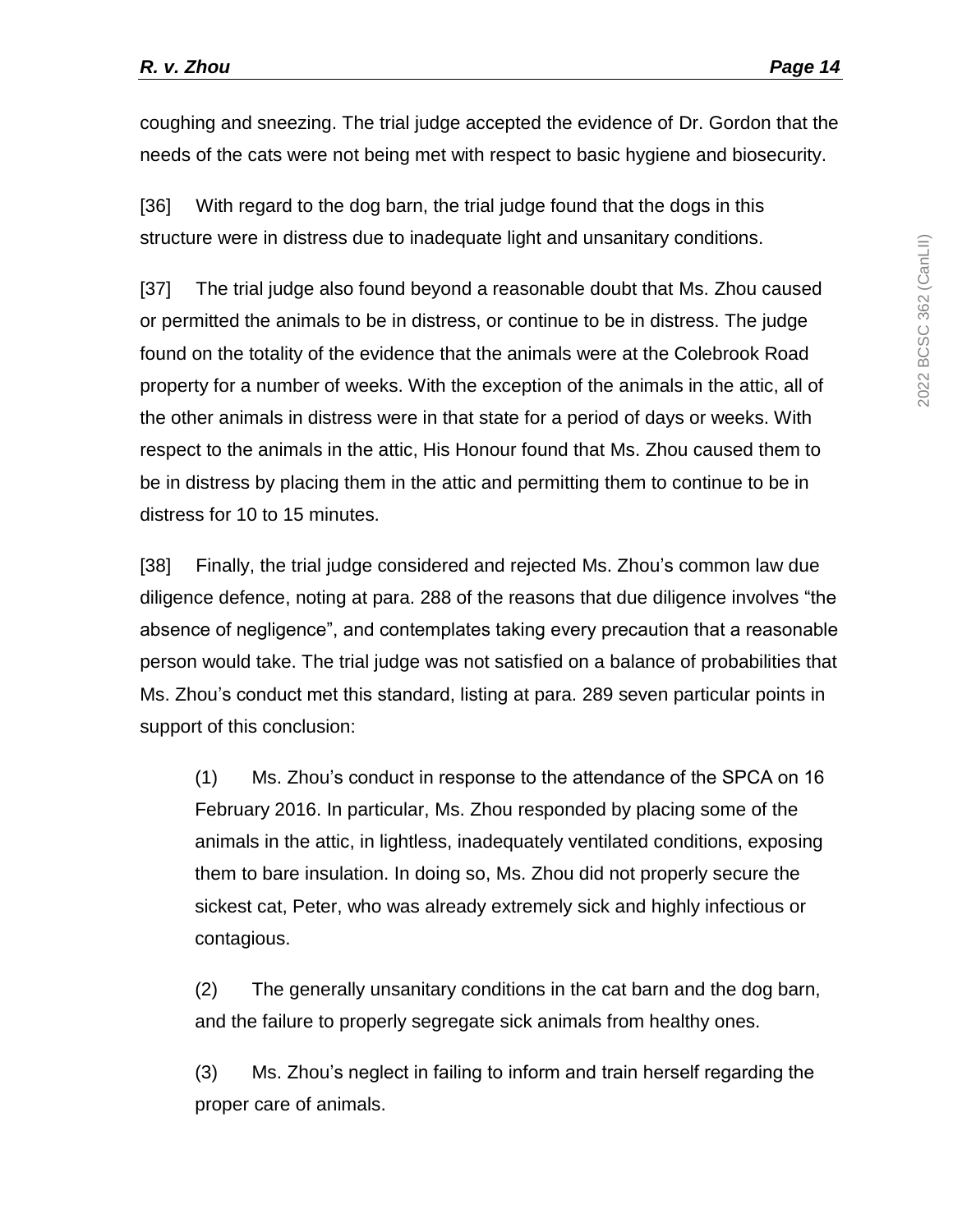coughing and sneezing. The trial judge accepted the evidence of Dr. Gordon that the needs of the cats were not being met with respect to basic hygiene and biosecurity.

[36] With regard to the dog barn, the trial judge found that the dogs in this structure were in distress due to inadequate light and unsanitary conditions.

[37] The trial judge also found beyond a reasonable doubt that Ms. Zhou caused or permitted the animals to be in distress, or continue to be in distress. The judge found on the totality of the evidence that the animals were at the Colebrook Road property for a number of weeks. With the exception of the animals in the attic, all of the other animals in distress were in that state for a period of days or weeks. With respect to the animals in the attic, His Honour found that Ms. Zhou caused them to be in distress by placing them in the attic and permitting them to continue to be in distress for 10 to 15 minutes.

[38] Finally, the trial judge considered and rejected Ms. Zhou's common law due diligence defence, noting at para. 288 of the reasons that due diligence involves "the absence of negligence", and contemplates taking every precaution that a reasonable person would take. The trial judge was not satisfied on a balance of probabilities that Ms. Zhou's conduct met this standard, listing at para. 289 seven particular points in support of this conclusion:

> (1) Ms. Zhou's conduct in response to the attendance of the SPCA on 16 February 2016. In particular, Ms. Zhou responded by placing some of the animals in the attic, in lightless, inadequately ventilated conditions, exposing them to bare insulation. In doing so, Ms. Zhou did not properly secure the sickest cat, Peter, who was already extremely sick and highly infectious or contagious.
>
> (2) The generally unsanitary conditions in the cat barn and the dog barn, and the failure to properly segregate sick animals from healthy ones.
>
> (3) Ms. Zhou's neglect in failing to inform and train herself regarding the proper care of animals.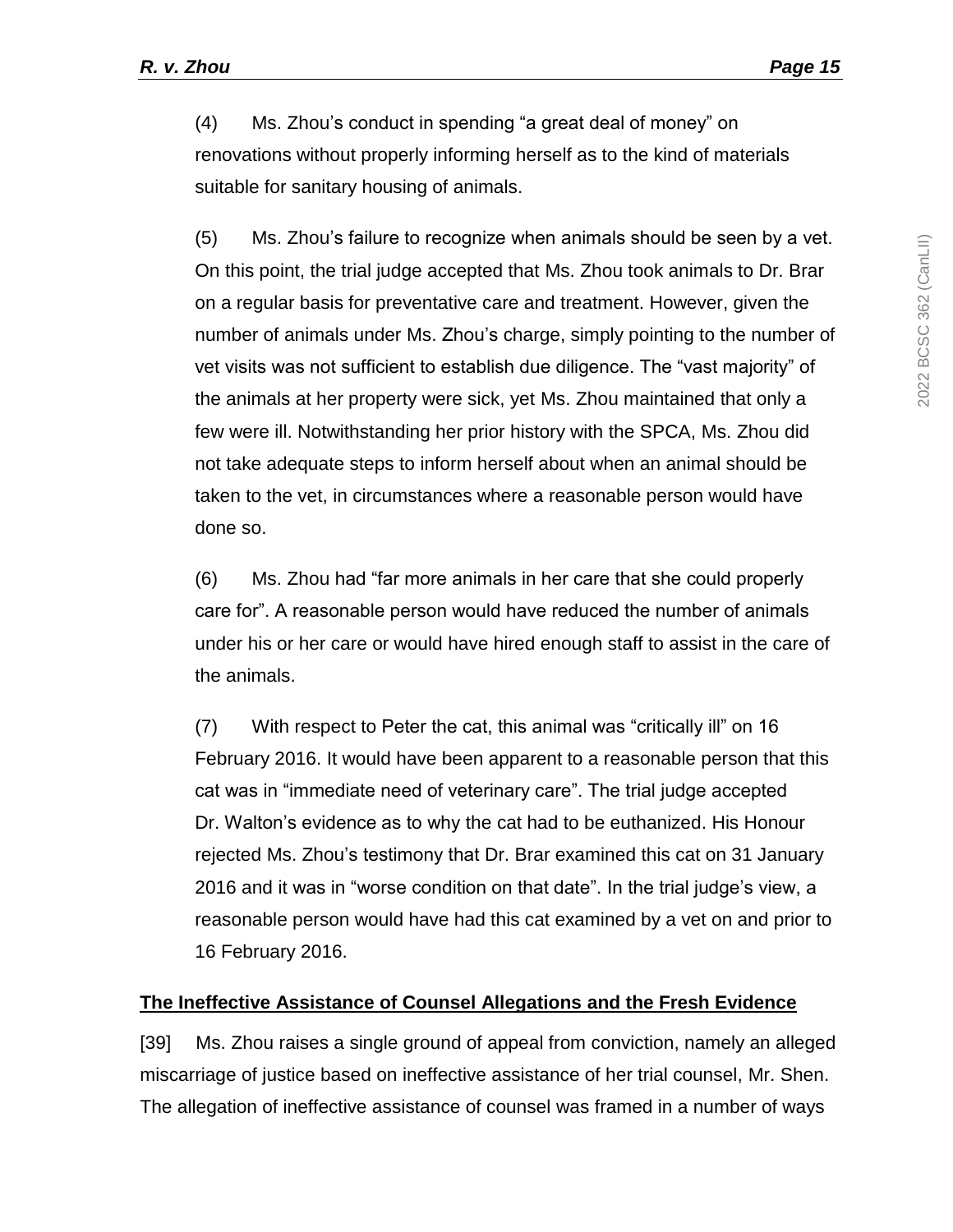(4) Ms. Zhou's conduct in spending "a great deal of money" on renovations without properly informing herself as to the kind of materials suitable for sanitary housing of animals.

(5) Ms. Zhou's failure to recognize when animals should be seen by a vet. On this point, the trial judge accepted that Ms. Zhou took animals to Dr. Brar on a regular basis for preventative care and treatment. However, given the number of animals under Ms. Zhou's charge, simply pointing to the number of vet visits was not sufficient to establish due diligence. The "vast majority" of the animals at her property were sick, yet Ms. Zhou maintained that only a few were ill. Notwithstanding her prior history with the SPCA, Ms. Zhou did not take adequate steps to inform herself about when an animal should be taken to the vet, in circumstances where a reasonable person would have done so.

(6) Ms. Zhou had "far more animals in her care that she could properly care for". A reasonable person would have reduced the number of animals under his or her care or would have hired enough staff to assist in the care of the animals.

(7) With respect to Peter the cat, this animal was "critically ill" on 16 February 2016. It would have been apparent to a reasonable person that this cat was in "immediate need of veterinary care". The trial judge accepted Dr. Walton's evidence as to why the cat had to be euthanized. His Honour rejected Ms. Zhou's testimony that Dr. Brar examined this cat on 31 January 2016 and it was in "worse condition on that date". In the trial judge's view, a reasonable person would have had this cat examined by a vet on and prior to 16 February 2016.

## The Ineffective Assistance of Counsel Allegations and the Fresh Evidence

[39] Ms. Zhou raises a single ground of appeal from conviction, namely an alleged miscarriage of justice based on ineffective assistance of her trial counsel, Mr. Shen. The allegation of ineffective assistance of counsel was framed in a number of ways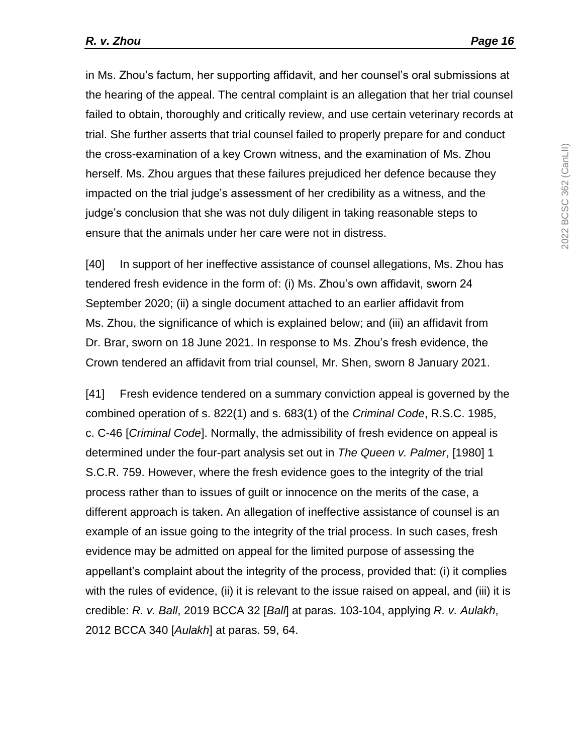in Ms. Zhou's factum, her supporting affidavit, and her counsel's oral submissions at the hearing of the appeal. The central complaint is an allegation that her trial counsel failed to obtain, thoroughly and critically review, and use certain veterinary records at trial. She further asserts that trial counsel failed to properly prepare for and conduct the cross-examination of a key Crown witness, and the examination of Ms. Zhou herself. Ms. Zhou argues that these failures prejudiced her defence because they impacted on the trial judge's assessment of her credibility as a witness, and the judge's conclusion that she was not duly diligent in taking reasonable steps to ensure that the animals under her care were not in distress.

[40] In support of her ineffective assistance of counsel allegations, Ms. Zhou has tendered fresh evidence in the form of: (i) Ms. Zhou's own affidavit, sworn 24 September 2020; (ii) a single document attached to an earlier affidavit from Ms. Zhou, the significance of which is explained below; and (iii) an affidavit from Dr. Brar, sworn on 18 June 2021. In response to Ms. Zhou's fresh evidence, the Crown tendered an affidavit from trial counsel, Mr. Shen, sworn 8 January 2021.

[41] Fresh evidence tendered on a summary conviction appeal is governed by the combined operation of s. 822(1) and s. 683(1) of the *Criminal Code*, R.S.C. 1985, c. C-46 [*Criminal Code*]. Normally, the admissibility of fresh evidence on appeal is determined under the four-part analysis set out in *The Queen v. Palmer*, [1980] 1 S.C.R. 759. However, where the fresh evidence goes to the integrity of the trial process rather than to issues of guilt or innocence on the merits of the case, a different approach is taken. An allegation of ineffective assistance of counsel is an example of an issue going to the integrity of the trial process. In such cases, fresh evidence may be admitted on appeal for the limited purpose of assessing the appellant's complaint about the integrity of the process, provided that: (i) it complies with the rules of evidence, (ii) it is relevant to the issue raised on appeal, and (iii) it is credible: *R. v. Ball*, 2019 BCCA 32 [*Ball*] at paras. 103-104, applying *R. v. Aulakh*, 2012 BCCA 340 [*Aulakh*] at paras. 59, 64.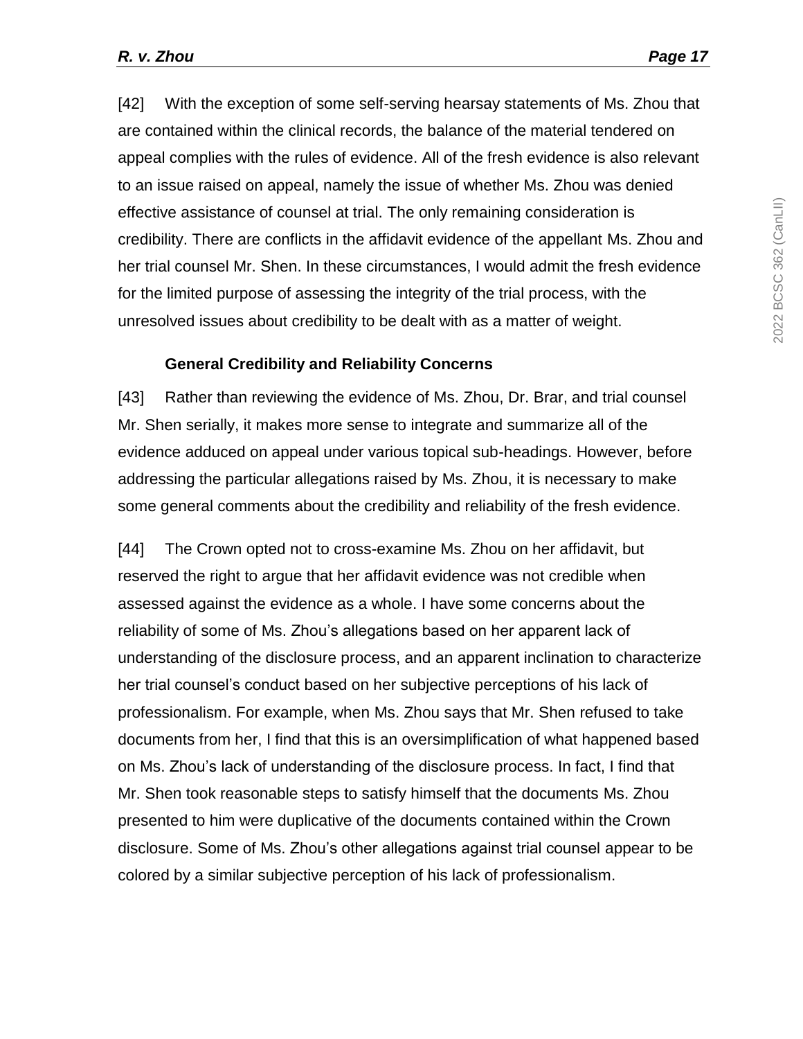[42] With the exception of some self-serving hearsay statements of Ms. Zhou that are contained within the clinical records, the balance of the material tendered on appeal complies with the rules of evidence. All of the fresh evidence is also relevant to an issue raised on appeal, namely the issue of whether Ms. Zhou was denied effective assistance of counsel at trial. The only remaining consideration is credibility. There are conflicts in the affidavit evidence of the appellant Ms. Zhou and her trial counsel Mr. Shen. In these circumstances, I would admit the fresh evidence for the limited purpose of assessing the integrity of the trial process, with the unresolved issues about credibility to be dealt with as a matter of weight.

**General Credibility and Reliability Concerns**

[43] Rather than reviewing the evidence of Ms. Zhou, Dr. Brar, and trial counsel Mr. Shen serially, it makes more sense to integrate and summarize all of the evidence adduced on appeal under various topical sub-headings. However, before addressing the particular allegations raised by Ms. Zhou, it is necessary to make some general comments about the credibility and reliability of the fresh evidence.

[44] The Crown opted not to cross-examine Ms. Zhou on her affidavit, but reserved the right to argue that her affidavit evidence was not credible when assessed against the evidence as a whole. I have some concerns about the reliability of some of Ms. Zhou's allegations based on her apparent lack of understanding of the disclosure process, and an apparent inclination to characterize her trial counsel's conduct based on her subjective perceptions of his lack of professionalism. For example, when Ms. Zhou says that Mr. Shen refused to take documents from her, I find that this is an oversimplification of what happened based on Ms. Zhou's lack of understanding of the disclosure process. In fact, I find that Mr. Shen took reasonable steps to satisfy himself that the documents Ms. Zhou presented to him were duplicative of the documents contained within the Crown disclosure. Some of Ms. Zhou's other allegations against trial counsel appear to be colored by a similar subjective perception of his lack of professionalism.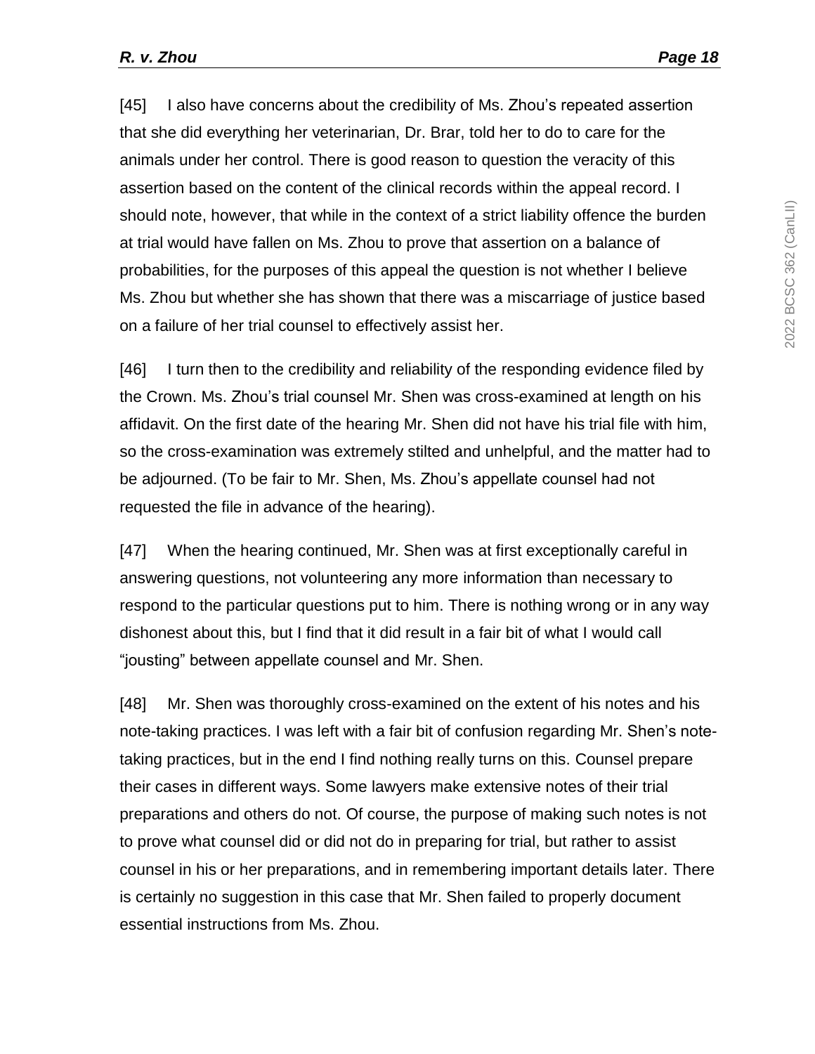[45] I also have concerns about the credibility of Ms. Zhou's repeated assertion that she did everything her veterinarian, Dr. Brar, told her to do to care for the animals under her control. There is good reason to question the veracity of this assertion based on the content of the clinical records within the appeal record. I should note, however, that while in the context of a strict liability offence the burden at trial would have fallen on Ms. Zhou to prove that assertion on a balance of probabilities, for the purposes of this appeal the question is not whether I believe Ms. Zhou but whether she has shown that there was a miscarriage of justice based on a failure of her trial counsel to effectively assist her.

[46] I turn then to the credibility and reliability of the responding evidence filed by the Crown. Ms. Zhou's trial counsel Mr. Shen was cross-examined at length on his affidavit. On the first date of the hearing Mr. Shen did not have his trial file with him, so the cross-examination was extremely stilted and unhelpful, and the matter had to be adjourned. (To be fair to Mr. Shen, Ms. Zhou's appellate counsel had not requested the file in advance of the hearing).

[47] When the hearing continued, Mr. Shen was at first exceptionally careful in answering questions, not volunteering any more information than necessary to respond to the particular questions put to him. There is nothing wrong or in any way dishonest about this, but I find that it did result in a fair bit of what I would call "jousting" between appellate counsel and Mr. Shen.

[48] Mr. Shen was thoroughly cross-examined on the extent of his notes and his note-taking practices. I was left with a fair bit of confusion regarding Mr. Shen's note-taking practices, but in the end I find nothing really turns on this. Counsel prepare their cases in different ways. Some lawyers make extensive notes of their trial preparations and others do not. Of course, the purpose of making such notes is not to prove what counsel did or did not do in preparing for trial, but rather to assist counsel in his or her preparations, and in remembering important details later. There is certainly no suggestion in this case that Mr. Shen failed to properly document essential instructions from Ms. Zhou.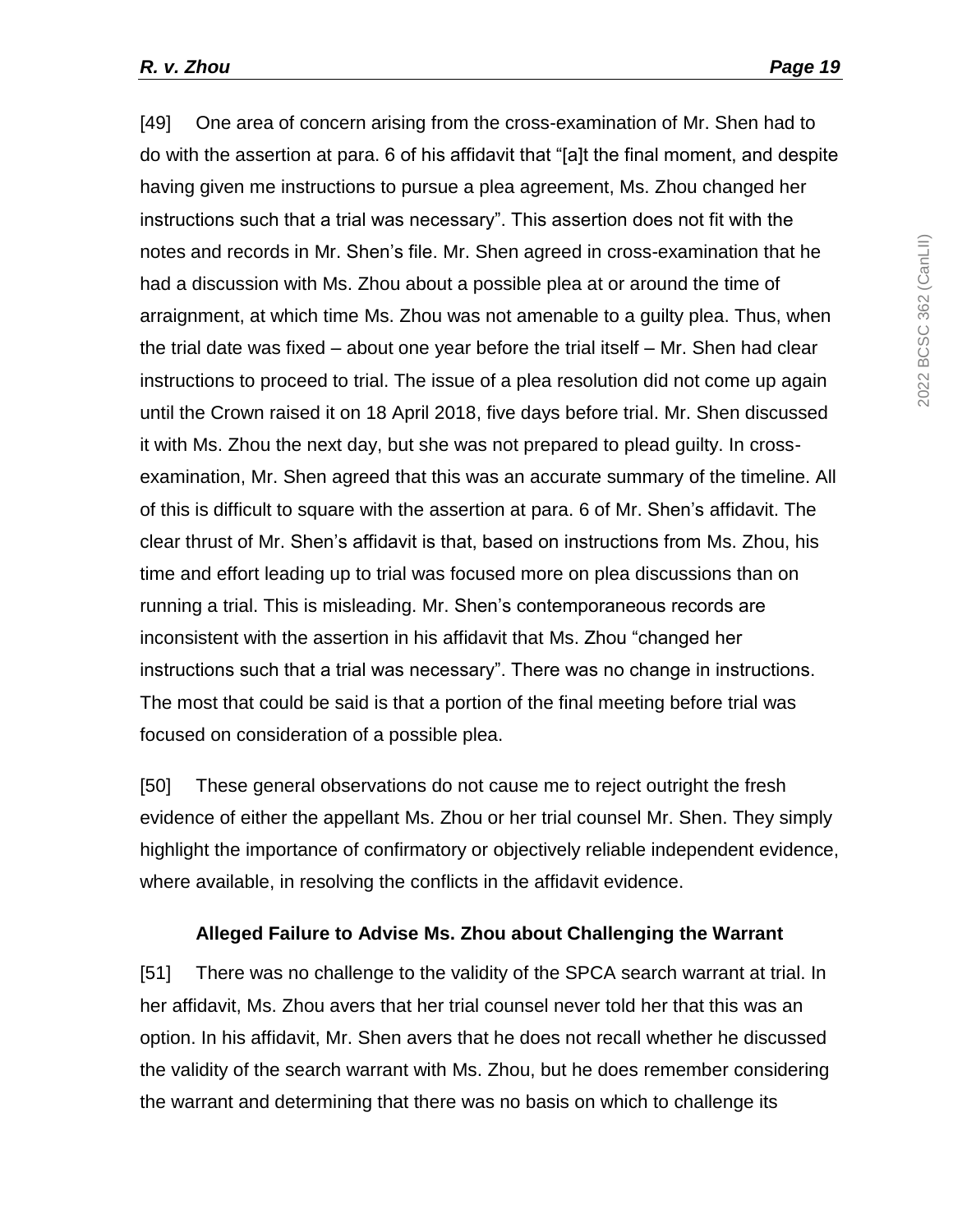[49] One area of concern arising from the cross-examination of Mr. Shen had to do with the assertion at para. 6 of his affidavit that "[a]t the final moment, and despite having given me instructions to pursue a plea agreement, Ms. Zhou changed her instructions such that a trial was necessary". This assertion does not fit with the notes and records in Mr. Shen's file. Mr. Shen agreed in cross-examination that he had a discussion with Ms. Zhou about a possible plea at or around the time of arraignment, at which time Ms. Zhou was not amenable to a guilty plea. Thus, when the trial date was fixed – about one year before the trial itself – Mr. Shen had clear instructions to proceed to trial. The issue of a plea resolution did not come up again until the Crown raised it on 18 April 2018, five days before trial. Mr. Shen discussed it with Ms. Zhou the next day, but she was not prepared to plead guilty. In cross-examination, Mr. Shen agreed that this was an accurate summary of the timeline. All of this is difficult to square with the assertion at para. 6 of Mr. Shen's affidavit. The clear thrust of Mr. Shen's affidavit is that, based on instructions from Ms. Zhou, his time and effort leading up to trial was focused more on plea discussions than on running a trial. This is misleading. Mr. Shen's contemporaneous records are inconsistent with the assertion in his affidavit that Ms. Zhou "changed her instructions such that a trial was necessary". There was no change in instructions. The most that could be said is that a portion of the final meeting before trial was focused on consideration of a possible plea.

[50] These general observations do not cause me to reject outright the fresh evidence of either the appellant Ms. Zhou or her trial counsel Mr. Shen. They simply highlight the importance of confirmatory or objectively reliable independent evidence, where available, in resolving the conflicts in the affidavit evidence.

### Alleged Failure to Advise Ms. Zhou about Challenging the Warrant

[51] There was no challenge to the validity of the SPCA search warrant at trial. In her affidavit, Ms. Zhou avers that her trial counsel never told her that this was an option. In his affidavit, Mr. Shen avers that he does not recall whether he discussed the validity of the search warrant with Ms. Zhou, but he does remember considering the warrant and determining that there was no basis on which to challenge its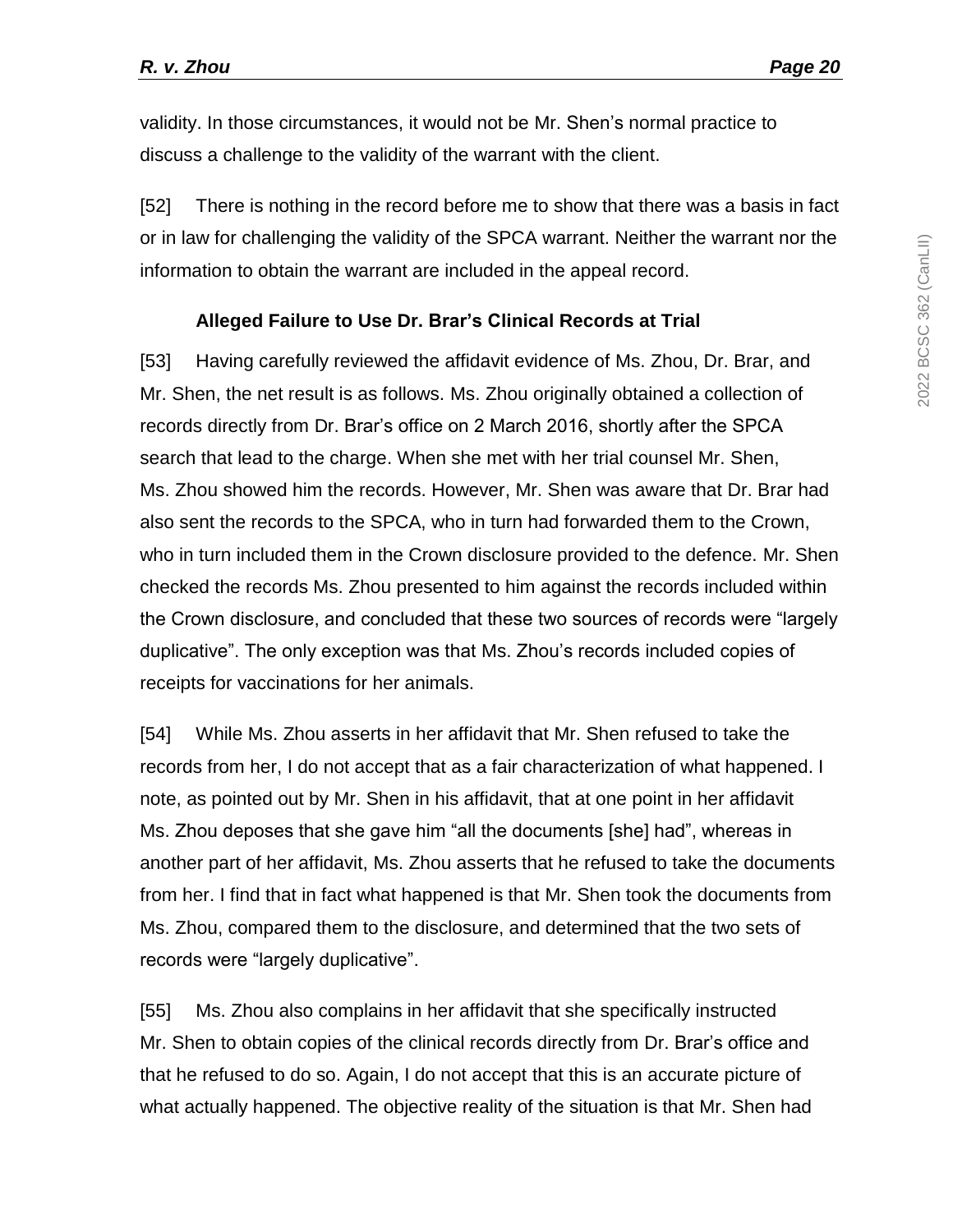validity. In those circumstances, it would not be Mr. Shen's normal practice to discuss a challenge to the validity of the warrant with the client.

[52] There is nothing in the record before me to show that there was a basis in fact or in law for challenging the validity of the SPCA warrant. Neither the warrant nor the information to obtain the warrant are included in the appeal record.

### Alleged Failure to Use Dr. Brar's Clinical Records at Trial

[53] Having carefully reviewed the affidavit evidence of Ms. Zhou, Dr. Brar, and Mr. Shen, the net result is as follows. Ms. Zhou originally obtained a collection of records directly from Dr. Brar's office on 2 March 2016, shortly after the SPCA search that lead to the charge. When she met with her trial counsel Mr. Shen, Ms. Zhou showed him the records. However, Mr. Shen was aware that Dr. Brar had also sent the records to the SPCA, who in turn had forwarded them to the Crown, who in turn included them in the Crown disclosure provided to the defence. Mr. Shen checked the records Ms. Zhou presented to him against the records included within the Crown disclosure, and concluded that these two sources of records were "largely duplicative". The only exception was that Ms. Zhou's records included copies of receipts for vaccinations for her animals.

[54] While Ms. Zhou asserts in her affidavit that Mr. Shen refused to take the records from her, I do not accept that as a fair characterization of what happened. I note, as pointed out by Mr. Shen in his affidavit, that at one point in her affidavit Ms. Zhou deposes that she gave him "all the documents [she] had", whereas in another part of her affidavit, Ms. Zhou asserts that he refused to take the documents from her. I find that in fact what happened is that Mr. Shen took the documents from Ms. Zhou, compared them to the disclosure, and determined that the two sets of records were "largely duplicative".

[55] Ms. Zhou also complains in her affidavit that she specifically instructed Mr. Shen to obtain copies of the clinical records directly from Dr. Brar's office and that he refused to do so. Again, I do not accept that this is an accurate picture of what actually happened. The objective reality of the situation is that Mr. Shen had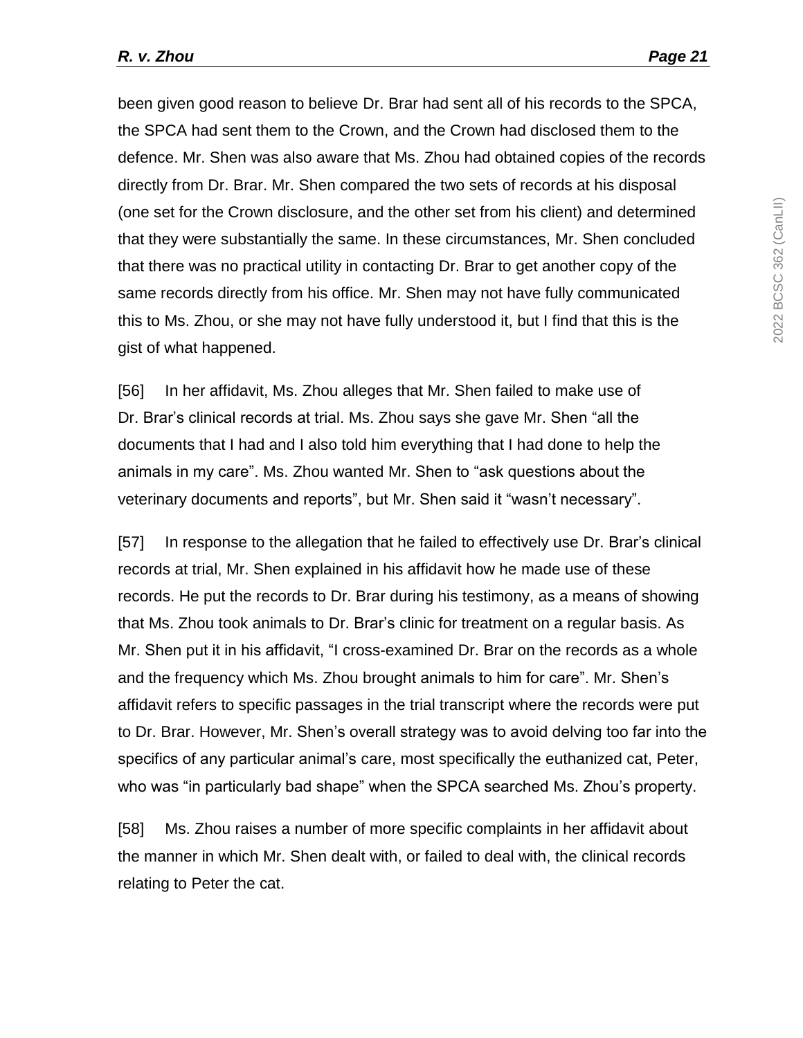been given good reason to believe Dr. Brar had sent all of his records to the SPCA, the SPCA had sent them to the Crown, and the Crown had disclosed them to the defence. Mr. Shen was also aware that Ms. Zhou had obtained copies of the records directly from Dr. Brar. Mr. Shen compared the two sets of records at his disposal (one set for the Crown disclosure, and the other set from his client) and determined that they were substantially the same. In these circumstances, Mr. Shen concluded that there was no practical utility in contacting Dr. Brar to get another copy of the same records directly from his office. Mr. Shen may not have fully communicated this to Ms. Zhou, or she may not have fully understood it, but I find that this is the gist of what happened.

[56] In her affidavit, Ms. Zhou alleges that Mr. Shen failed to make use of Dr. Brar's clinical records at trial. Ms. Zhou says she gave Mr. Shen "all the documents that I had and I also told him everything that I had done to help the animals in my care". Ms. Zhou wanted Mr. Shen to "ask questions about the veterinary documents and reports", but Mr. Shen said it "wasn't necessary".

[57] In response to the allegation that he failed to effectively use Dr. Brar's clinical records at trial, Mr. Shen explained in his affidavit how he made use of these records. He put the records to Dr. Brar during his testimony, as a means of showing that Ms. Zhou took animals to Dr. Brar's clinic for treatment on a regular basis. As Mr. Shen put it in his affidavit, "I cross-examined Dr. Brar on the records as a whole and the frequency which Ms. Zhou brought animals to him for care". Mr. Shen's affidavit refers to specific passages in the trial transcript where the records were put to Dr. Brar. However, Mr. Shen's overall strategy was to avoid delving too far into the specifics of any particular animal's care, most specifically the euthanized cat, Peter, who was "in particularly bad shape" when the SPCA searched Ms. Zhou's property.

[58] Ms. Zhou raises a number of more specific complaints in her affidavit about the manner in which Mr. Shen dealt with, or failed to deal with, the clinical records relating to Peter the cat.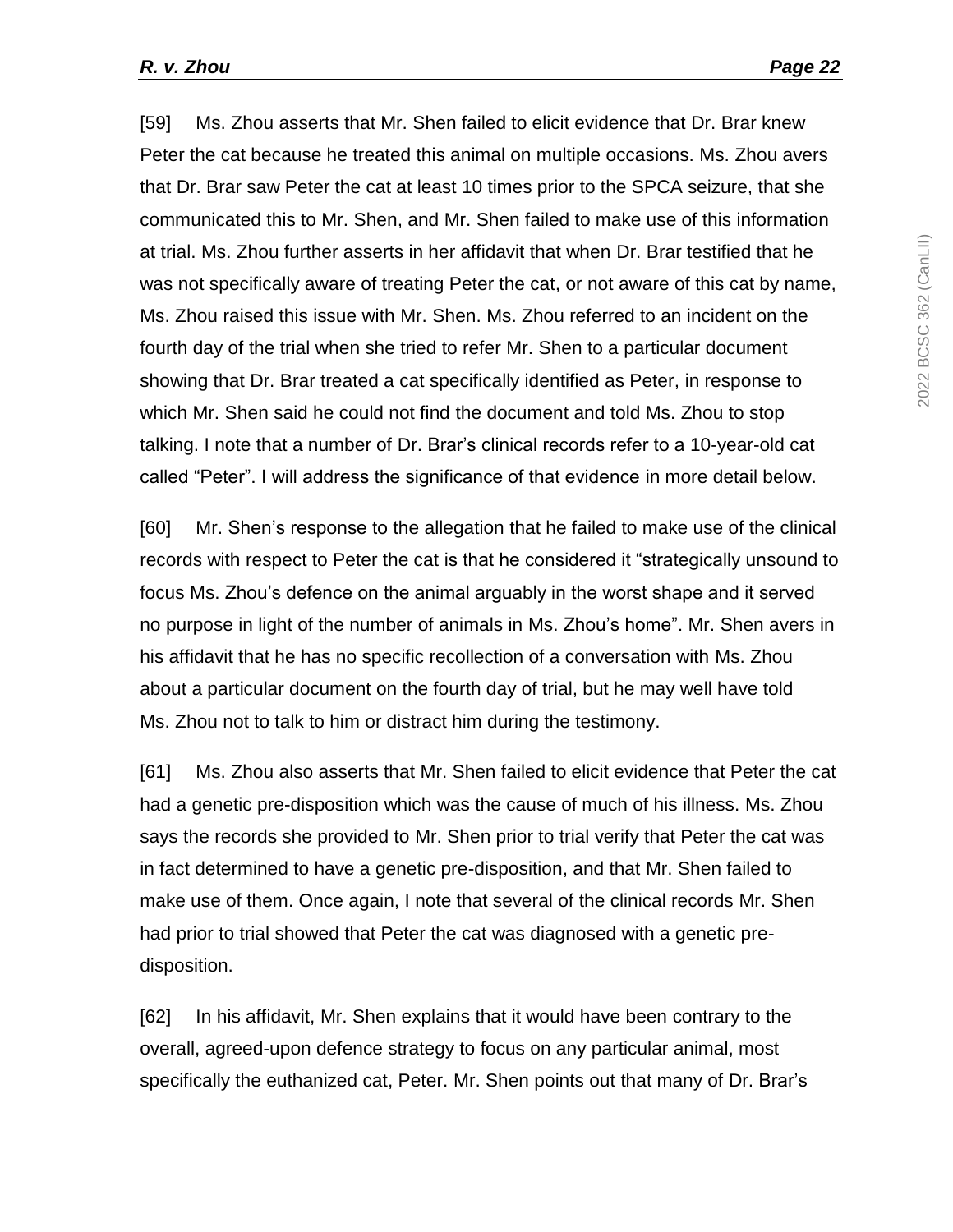[59] Ms. Zhou asserts that Mr. Shen failed to elicit evidence that Dr. Brar knew Peter the cat because he treated this animal on multiple occasions. Ms. Zhou avers that Dr. Brar saw Peter the cat at least 10 times prior to the SPCA seizure, that she communicated this to Mr. Shen, and Mr. Shen failed to make use of this information at trial. Ms. Zhou further asserts in her affidavit that when Dr. Brar testified that he was not specifically aware of treating Peter the cat, or not aware of this cat by name, Ms. Zhou raised this issue with Mr. Shen. Ms. Zhou referred to an incident on the fourth day of the trial when she tried to refer Mr. Shen to a particular document showing that Dr. Brar treated a cat specifically identified as Peter, in response to which Mr. Shen said he could not find the document and told Ms. Zhou to stop talking. I note that a number of Dr. Brar's clinical records refer to a 10-year-old cat called "Peter". I will address the significance of that evidence in more detail below.

[60] Mr. Shen's response to the allegation that he failed to make use of the clinical records with respect to Peter the cat is that he considered it "strategically unsound to focus Ms. Zhou's defence on the animal arguably in the worst shape and it served no purpose in light of the number of animals in Ms. Zhou's home". Mr. Shen avers in his affidavit that he has no specific recollection of a conversation with Ms. Zhou about a particular document on the fourth day of trial, but he may well have told Ms. Zhou not to talk to him or distract him during the testimony.

[61] Ms. Zhou also asserts that Mr. Shen failed to elicit evidence that Peter the cat had a genetic pre-disposition which was the cause of much of his illness. Ms. Zhou says the records she provided to Mr. Shen prior to trial verify that Peter the cat was in fact determined to have a genetic pre-disposition, and that Mr. Shen failed to make use of them. Once again, I note that several of the clinical records Mr. Shen had prior to trial showed that Peter the cat was diagnosed with a genetic pre-disposition.

[62] In his affidavit, Mr. Shen explains that it would have been contrary to the overall, agreed-upon defence strategy to focus on any particular animal, most specifically the euthanized cat, Peter. Mr. Shen points out that many of Dr. Brar's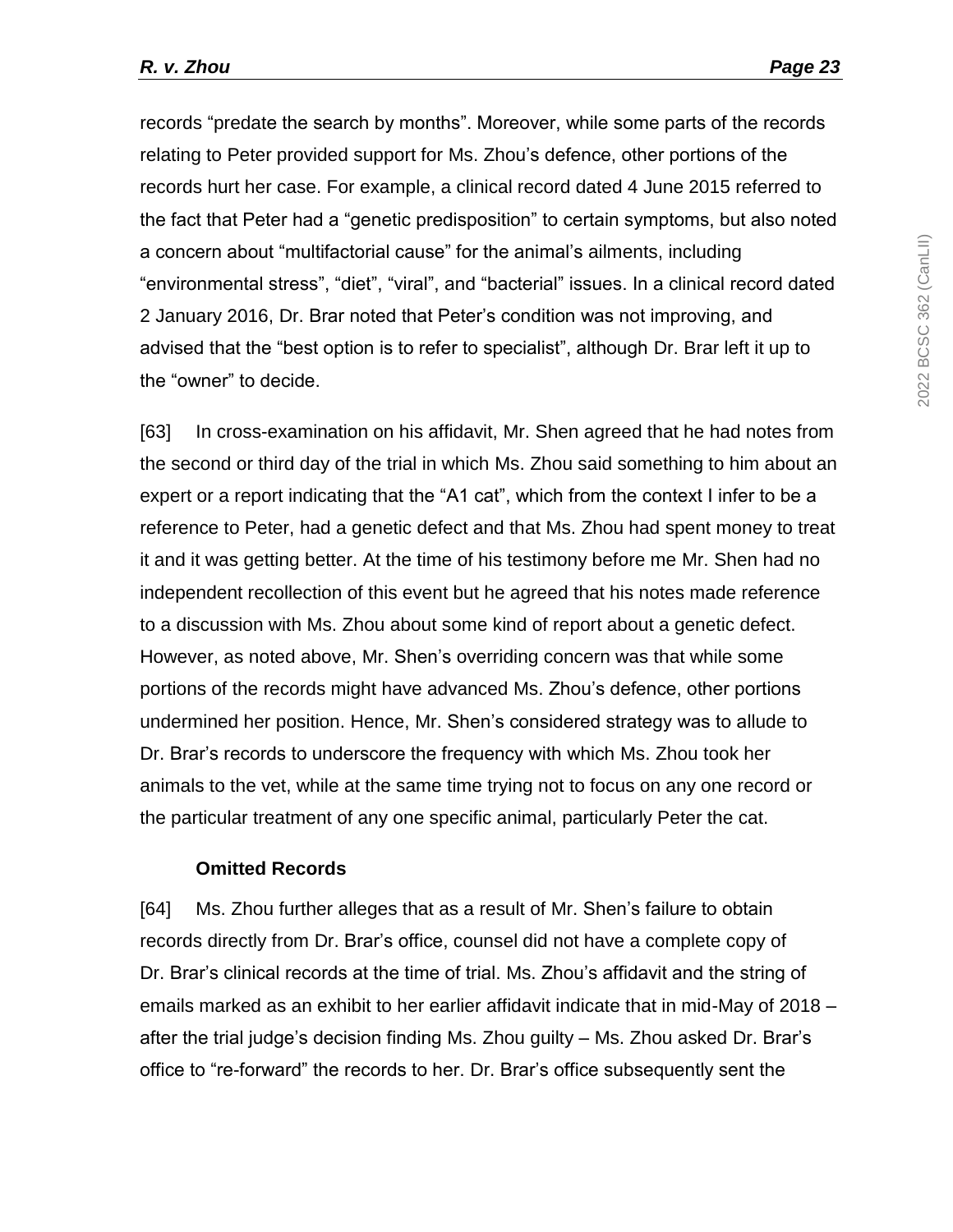records "predate the search by months". Moreover, while some parts of the records relating to Peter provided support for Ms. Zhou's defence, other portions of the records hurt her case. For example, a clinical record dated 4 June 2015 referred to the fact that Peter had a "genetic predisposition" to certain symptoms, but also noted a concern about "multifactorial cause" for the animal's ailments, including "environmental stress", "diet", "viral", and "bacterial" issues. In a clinical record dated 2 January 2016, Dr. Brar noted that Peter's condition was not improving, and advised that the "best option is to refer to specialist", although Dr. Brar left it up to the "owner" to decide.

[63] In cross-examination on his affidavit, Mr. Shen agreed that he had notes from the second or third day of the trial in which Ms. Zhou said something to him about an expert or a report indicating that the "A1 cat", which from the context I infer to be a reference to Peter, had a genetic defect and that Ms. Zhou had spent money to treat it and it was getting better. At the time of his testimony before me Mr. Shen had no independent recollection of this event but he agreed that his notes made reference to a discussion with Ms. Zhou about some kind of report about a genetic defect. However, as noted above, Mr. Shen's overriding concern was that while some portions of the records might have advanced Ms. Zhou's defence, other portions undermined her position. Hence, Mr. Shen's considered strategy was to allude to Dr. Brar's records to underscore the frequency with which Ms. Zhou took her animals to the vet, while at the same time trying not to focus on any one record or the particular treatment of any one specific animal, particularly Peter the cat.

**Omitted Records**

[64] Ms. Zhou further alleges that as a result of Mr. Shen's failure to obtain records directly from Dr. Brar's office, counsel did not have a complete copy of Dr. Brar's clinical records at the time of trial. Ms. Zhou's affidavit and the string of emails marked as an exhibit to her earlier affidavit indicate that in mid-May of 2018 – after the trial judge's decision finding Ms. Zhou guilty – Ms. Zhou asked Dr. Brar's office to "re-forward" the records to her. Dr. Brar's office subsequently sent the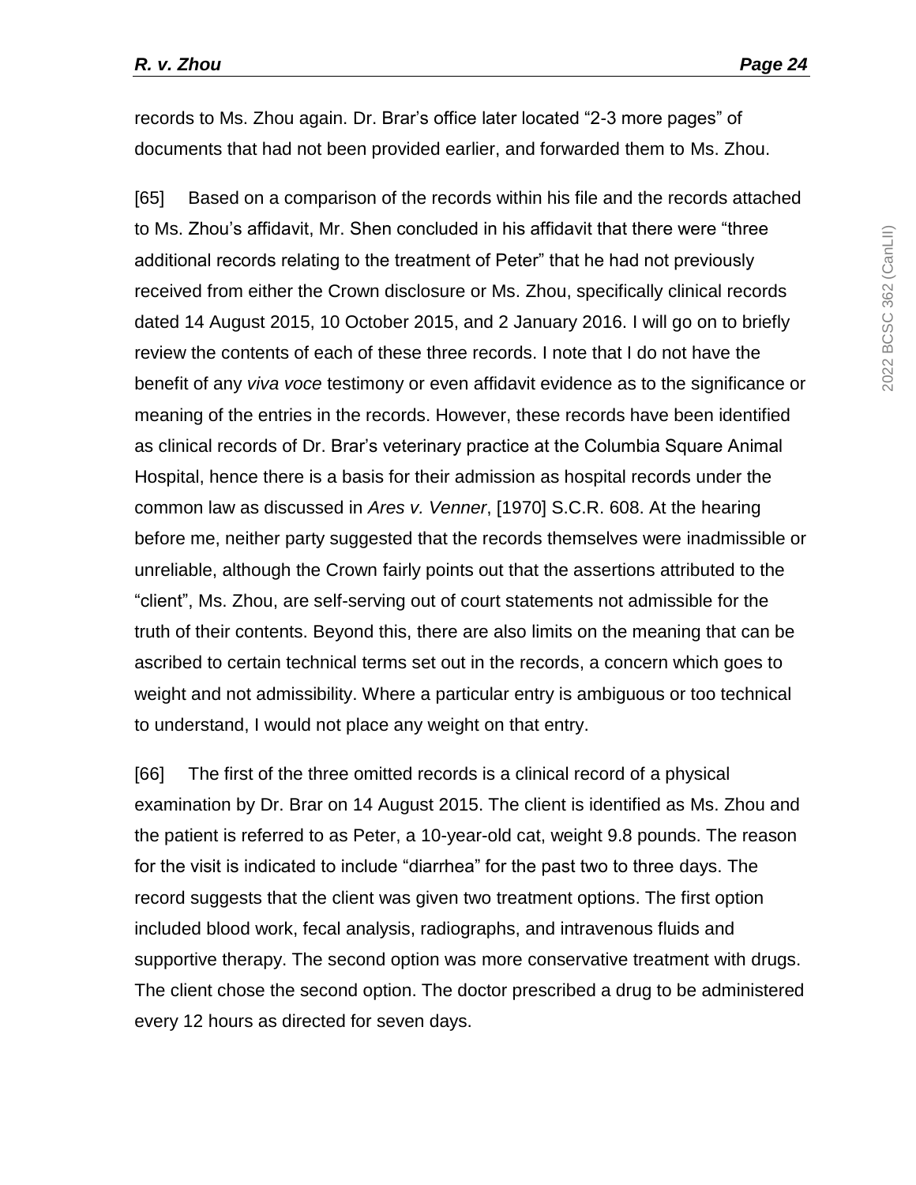records to Ms. Zhou again. Dr. Brar's office later located "2-3 more pages" of documents that had not been provided earlier, and forwarded them to Ms. Zhou.

[65] Based on a comparison of the records within his file and the records attached to Ms. Zhou's affidavit, Mr. Shen concluded in his affidavit that there were "three additional records relating to the treatment of Peter" that he had not previously received from either the Crown disclosure or Ms. Zhou, specifically clinical records dated 14 August 2015, 10 October 2015, and 2 January 2016. I will go on to briefly review the contents of each of these three records. I note that I do not have the benefit of any *viva voce* testimony or even affidavit evidence as to the significance or meaning of the entries in the records. However, these records have been identified as clinical records of Dr. Brar's veterinary practice at the Columbia Square Animal Hospital, hence there is a basis for their admission as hospital records under the common law as discussed in *Ares v. Venner*, [1970] S.C.R. 608. At the hearing before me, neither party suggested that the records themselves were inadmissible or unreliable, although the Crown fairly points out that the assertions attributed to the "client", Ms. Zhou, are self-serving out of court statements not admissible for the truth of their contents. Beyond this, there are also limits on the meaning that can be ascribed to certain technical terms set out in the records, a concern which goes to weight and not admissibility. Where a particular entry is ambiguous or too technical to understand, I would not place any weight on that entry.

[66] The first of the three omitted records is a clinical record of a physical examination by Dr. Brar on 14 August 2015. The client is identified as Ms. Zhou and the patient is referred to as Peter, a 10-year-old cat, weight 9.8 pounds. The reason for the visit is indicated to include "diarrhea" for the past two to three days. The record suggests that the client was given two treatment options. The first option included blood work, fecal analysis, radiographs, and intravenous fluids and supportive therapy. The second option was more conservative treatment with drugs. The client chose the second option. The doctor prescribed a drug to be administered every 12 hours as directed for seven days.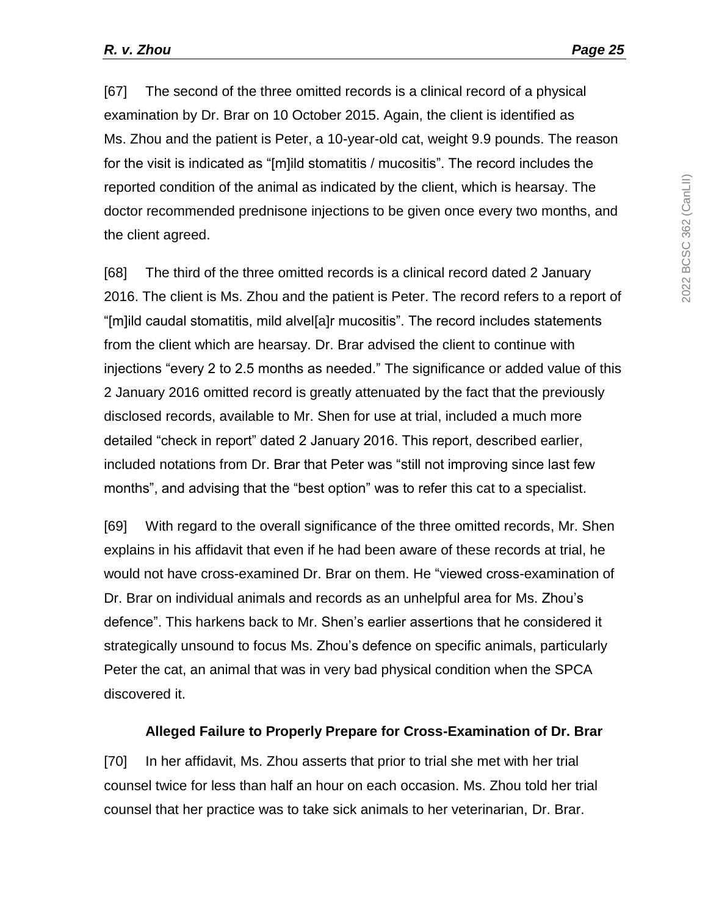[67] The second of the three omitted records is a clinical record of a physical examination by Dr. Brar on 10 October 2015. Again, the client is identified as Ms. Zhou and the patient is Peter, a 10-year-old cat, weight 9.9 pounds. The reason for the visit is indicated as "[m]ild stomatitis / mucositis". The record includes the reported condition of the animal as indicated by the client, which is hearsay. The doctor recommended prednisone injections to be given once every two months, and the client agreed.

[68] The third of the three omitted records is a clinical record dated 2 January 2016. The client is Ms. Zhou and the patient is Peter. The record refers to a report of "[m]ild caudal stomatitis, mild alvel[a]r mucositis". The record includes statements from the client which are hearsay. Dr. Brar advised the client to continue with injections "every 2 to 2.5 months as needed." The significance or added value of this 2 January 2016 omitted record is greatly attenuated by the fact that the previously disclosed records, available to Mr. Shen for use at trial, included a much more detailed "check in report" dated 2 January 2016. This report, described earlier, included notations from Dr. Brar that Peter was "still not improving since last few months", and advising that the "best option" was to refer this cat to a specialist.

[69] With regard to the overall significance of the three omitted records, Mr. Shen explains in his affidavit that even if he had been aware of these records at trial, he would not have cross-examined Dr. Brar on them. He "viewed cross-examination of Dr. Brar on individual animals and records as an unhelpful area for Ms. Zhou's defence". This harkens back to Mr. Shen's earlier assertions that he considered it strategically unsound to focus Ms. Zhou's defence on specific animals, particularly Peter the cat, an animal that was in very bad physical condition when the SPCA discovered it.

### Alleged Failure to Properly Prepare for Cross-Examination of Dr. Brar

[70] In her affidavit, Ms. Zhou asserts that prior to trial she met with her trial counsel twice for less than half an hour on each occasion. Ms. Zhou told her trial counsel that her practice was to take sick animals to her veterinarian, Dr. Brar.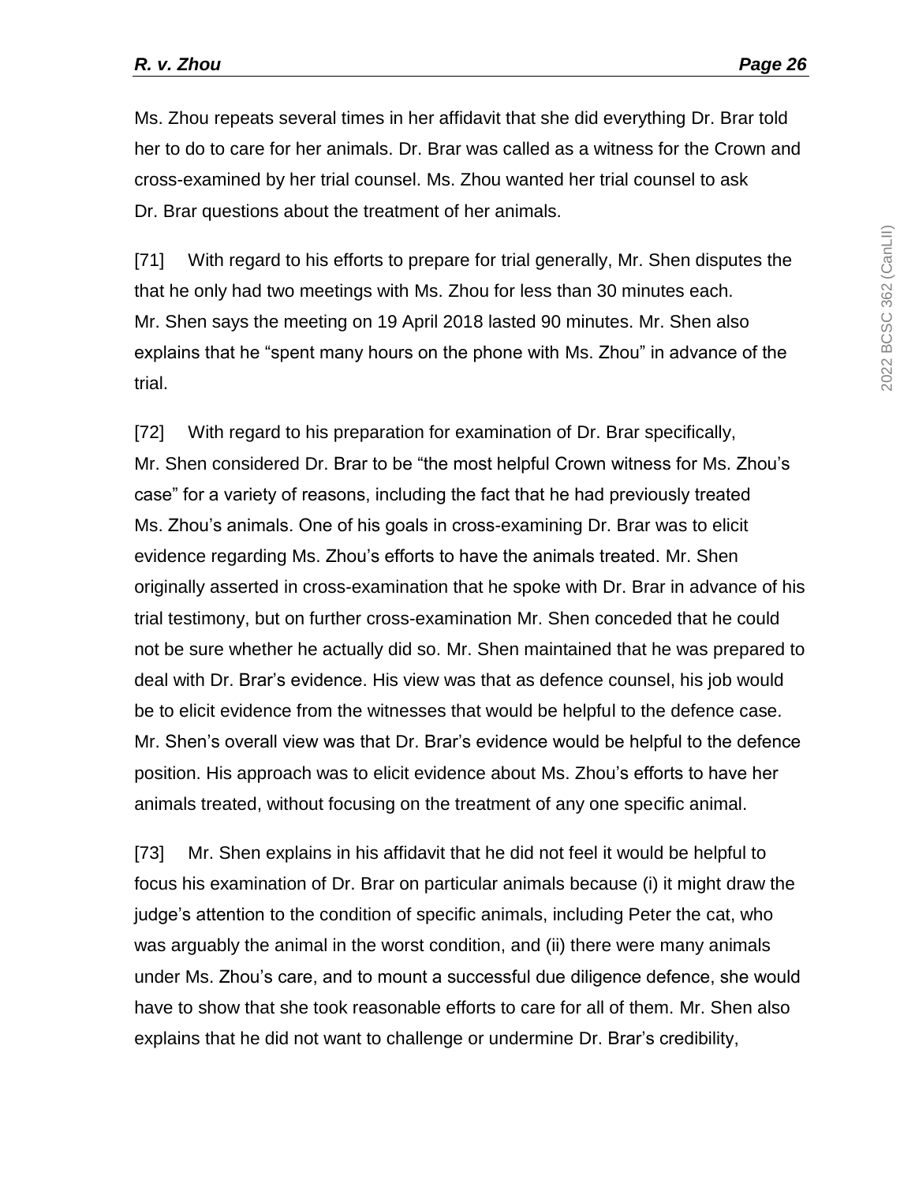Ms. Zhou repeats several times in her affidavit that she did everything Dr. Brar told her to do to care for her animals. Dr. Brar was called as a witness for the Crown and cross-examined by her trial counsel. Ms. Zhou wanted her trial counsel to ask Dr. Brar questions about the treatment of her animals.

[71] With regard to his efforts to prepare for trial generally, Mr. Shen disputes the that he only had two meetings with Ms. Zhou for less than 30 minutes each. Mr. Shen says the meeting on 19 April 2018 lasted 90 minutes. Mr. Shen also explains that he "spent many hours on the phone with Ms. Zhou" in advance of the trial.

[72] With regard to his preparation for examination of Dr. Brar specifically, Mr. Shen considered Dr. Brar to be "the most helpful Crown witness for Ms. Zhou's case" for a variety of reasons, including the fact that he had previously treated Ms. Zhou's animals. One of his goals in cross-examining Dr. Brar was to elicit evidence regarding Ms. Zhou's efforts to have the animals treated. Mr. Shen originally asserted in cross-examination that he spoke with Dr. Brar in advance of his trial testimony, but on further cross-examination Mr. Shen conceded that he could not be sure whether he actually did so. Mr. Shen maintained that he was prepared to deal with Dr. Brar's evidence. His view was that as defence counsel, his job would be to elicit evidence from the witnesses that would be helpful to the defence case. Mr. Shen's overall view was that Dr. Brar's evidence would be helpful to the defence position. His approach was to elicit evidence about Ms. Zhou's efforts to have her animals treated, without focusing on the treatment of any one specific animal.

[73] Mr. Shen explains in his affidavit that he did not feel it would be helpful to focus his examination of Dr. Brar on particular animals because (i) it might draw the judge's attention to the condition of specific animals, including Peter the cat, who was arguably the animal in the worst condition, and (ii) there were many animals under Ms. Zhou's care, and to mount a successful due diligence defence, she would have to show that she took reasonable efforts to care for all of them. Mr. Shen also explains that he did not want to challenge or undermine Dr. Brar's credibility,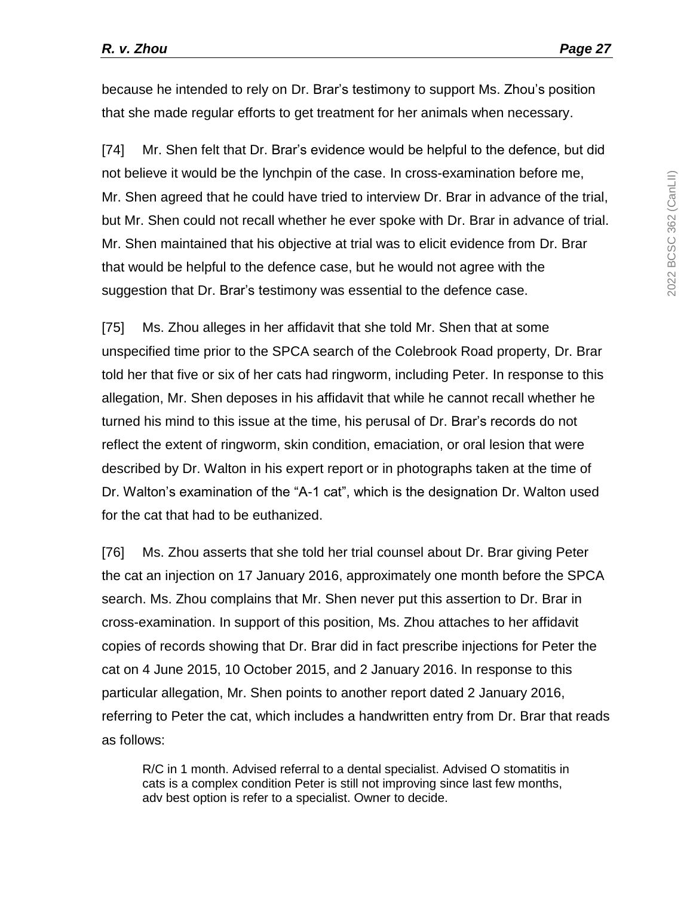because he intended to rely on Dr. Brar's testimony to support Ms. Zhou's position that she made regular efforts to get treatment for her animals when necessary.

[74] Mr. Shen felt that Dr. Brar's evidence would be helpful to the defence, but did not believe it would be the lynchpin of the case. In cross-examination before me, Mr. Shen agreed that he could have tried to interview Dr. Brar in advance of the trial, but Mr. Shen could not recall whether he ever spoke with Dr. Brar in advance of trial. Mr. Shen maintained that his objective at trial was to elicit evidence from Dr. Brar that would be helpful to the defence case, but he would not agree with the suggestion that Dr. Brar's testimony was essential to the defence case.

[75] Ms. Zhou alleges in her affidavit that she told Mr. Shen that at some unspecified time prior to the SPCA search of the Colebrook Road property, Dr. Brar told her that five or six of her cats had ringworm, including Peter. In response to this allegation, Mr. Shen deposes in his affidavit that while he cannot recall whether he turned his mind to this issue at the time, his perusal of Dr. Brar's records do not reflect the extent of ringworm, skin condition, emaciation, or oral lesion that were described by Dr. Walton in his expert report or in photographs taken at the time of Dr. Walton's examination of the "A-1 cat", which is the designation Dr. Walton used for the cat that had to be euthanized.

[76] Ms. Zhou asserts that she told her trial counsel about Dr. Brar giving Peter the cat an injection on 17 January 2016, approximately one month before the SPCA search. Ms. Zhou complains that Mr. Shen never put this assertion to Dr. Brar in cross-examination. In support of this position, Ms. Zhou attaches to her affidavit copies of records showing that Dr. Brar did in fact prescribe injections for Peter the cat on 4 June 2015, 10 October 2015, and 2 January 2016. In response to this particular allegation, Mr. Shen points to another report dated 2 January 2016, referring to Peter the cat, which includes a handwritten entry from Dr. Brar that reads as follows:

> R/C in 1 month. Advised referral to a dental specialist. Advised O stomatitis in cats is a complex condition Peter is still not improving since last few months, adv best option is refer to a specialist. Owner to decide.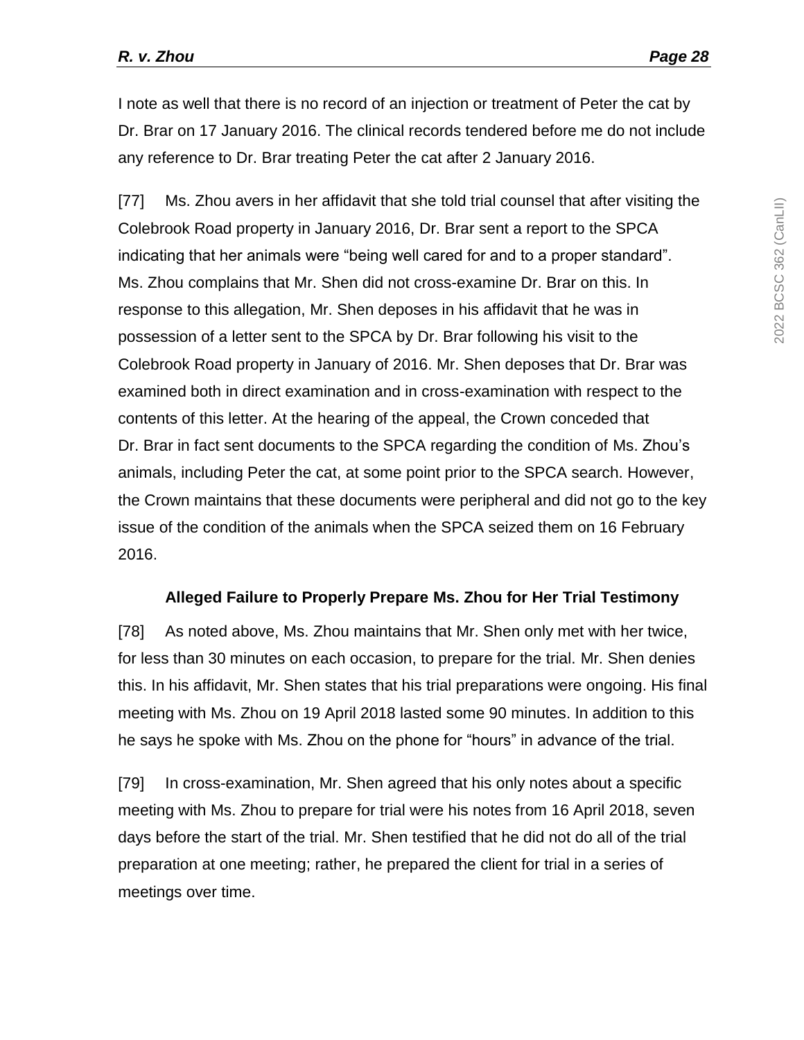I note as well that there is no record of an injection or treatment of Peter the cat by Dr. Brar on 17 January 2016. The clinical records tendered before me do not include any reference to Dr. Brar treating Peter the cat after 2 January 2016.

[77] Ms. Zhou avers in her affidavit that she told trial counsel that after visiting the Colebrook Road property in January 2016, Dr. Brar sent a report to the SPCA indicating that her animals were "being well cared for and to a proper standard". Ms. Zhou complains that Mr. Shen did not cross-examine Dr. Brar on this. In response to this allegation, Mr. Shen deposes in his affidavit that he was in possession of a letter sent to the SPCA by Dr. Brar following his visit to the Colebrook Road property in January of 2016. Mr. Shen deposes that Dr. Brar was examined both in direct examination and in cross-examination with respect to the contents of this letter. At the hearing of the appeal, the Crown conceded that Dr. Brar in fact sent documents to the SPCA regarding the condition of Ms. Zhou's animals, including Peter the cat, at some point prior to the SPCA search. However, the Crown maintains that these documents were peripheral and did not go to the key issue of the condition of the animals when the SPCA seized them on 16 February 2016.

#### Alleged Failure to Properly Prepare Ms. Zhou for Her Trial Testimony

[78] As noted above, Ms. Zhou maintains that Mr. Shen only met with her twice, for less than 30 minutes on each occasion, to prepare for the trial. Mr. Shen denies this. In his affidavit, Mr. Shen states that his trial preparations were ongoing. His final meeting with Ms. Zhou on 19 April 2018 lasted some 90 minutes. In addition to this he says he spoke with Ms. Zhou on the phone for "hours" in advance of the trial.

[79] In cross-examination, Mr. Shen agreed that his only notes about a specific meeting with Ms. Zhou to prepare for trial were his notes from 16 April 2018, seven days before the start of the trial. Mr. Shen testified that he did not do all of the trial preparation at one meeting; rather, he prepared the client for trial in a series of meetings over time.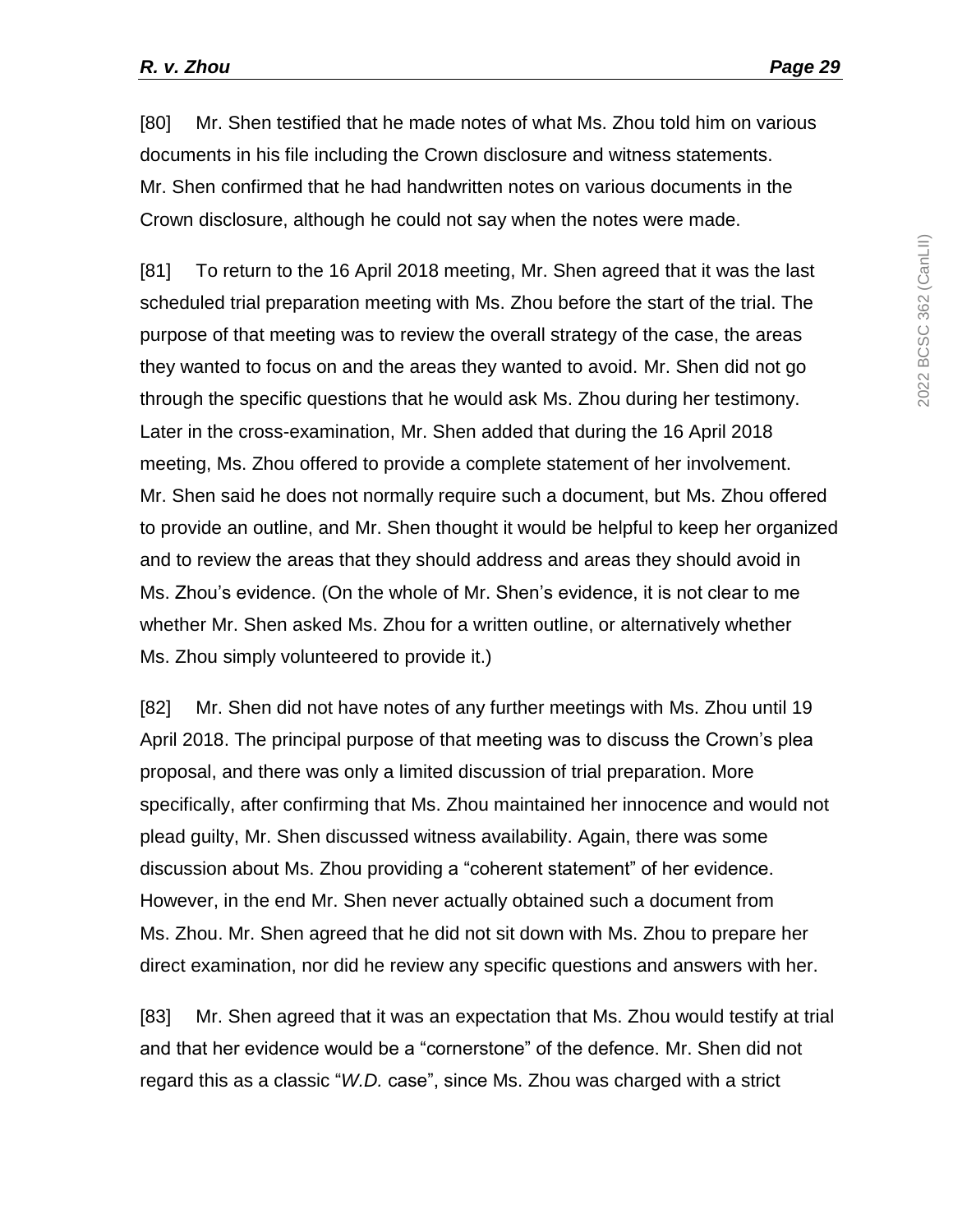[80] Mr. Shen testified that he made notes of what Ms. Zhou told him on various documents in his file including the Crown disclosure and witness statements. Mr. Shen confirmed that he had handwritten notes on various documents in the Crown disclosure, although he could not say when the notes were made.

[81] To return to the 16 April 2018 meeting, Mr. Shen agreed that it was the last scheduled trial preparation meeting with Ms. Zhou before the start of the trial. The purpose of that meeting was to review the overall strategy of the case, the areas they wanted to focus on and the areas they wanted to avoid. Mr. Shen did not go through the specific questions that he would ask Ms. Zhou during her testimony. Later in the cross-examination, Mr. Shen added that during the 16 April 2018 meeting, Ms. Zhou offered to provide a complete statement of her involvement. Mr. Shen said he does not normally require such a document, but Ms. Zhou offered to provide an outline, and Mr. Shen thought it would be helpful to keep her organized and to review the areas that they should address and areas they should avoid in Ms. Zhou's evidence. (On the whole of Mr. Shen's evidence, it is not clear to me whether Mr. Shen asked Ms. Zhou for a written outline, or alternatively whether Ms. Zhou simply volunteered to provide it.)

[82] Mr. Shen did not have notes of any further meetings with Ms. Zhou until 19 April 2018. The principal purpose of that meeting was to discuss the Crown's plea proposal, and there was only a limited discussion of trial preparation. More specifically, after confirming that Ms. Zhou maintained her innocence and would not plead guilty, Mr. Shen discussed witness availability. Again, there was some discussion about Ms. Zhou providing a "coherent statement" of her evidence. However, in the end Mr. Shen never actually obtained such a document from Ms. Zhou. Mr. Shen agreed that he did not sit down with Ms. Zhou to prepare her direct examination, nor did he review any specific questions and answers with her.

[83] Mr. Shen agreed that it was an expectation that Ms. Zhou would testify at trial and that her evidence would be a "cornerstone" of the defence. Mr. Shen did not regard this as a classic "*W.D.* case", since Ms. Zhou was charged with a strict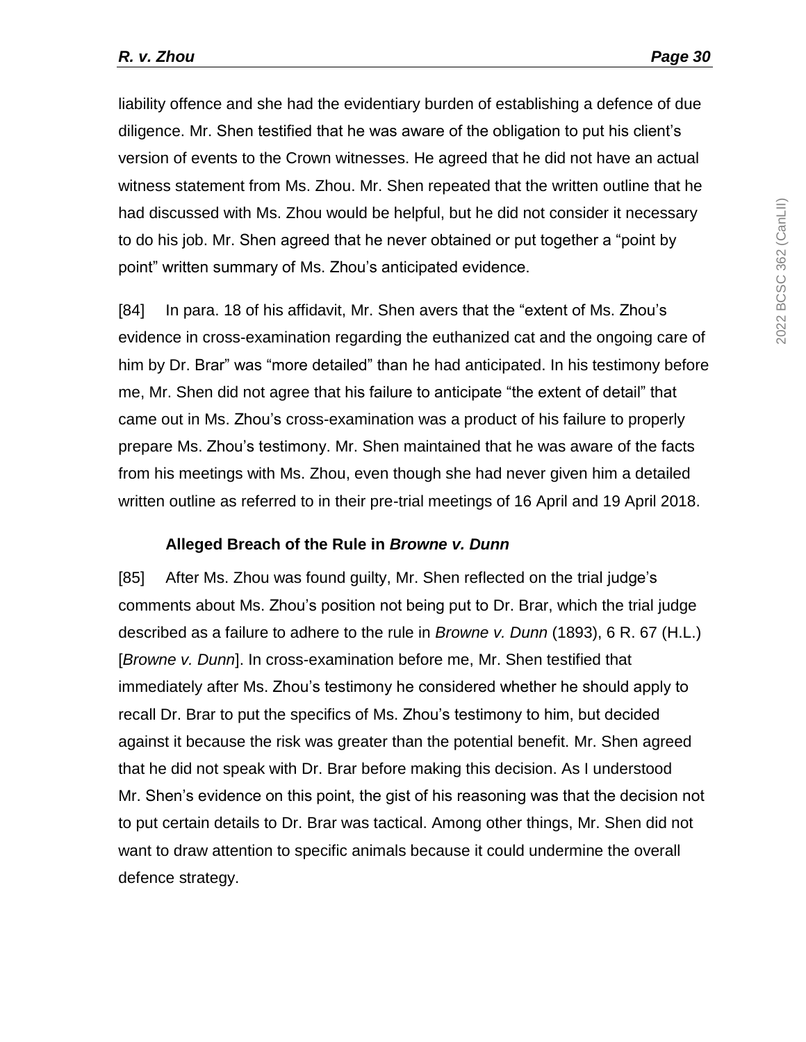liability offence and she had the evidentiary burden of establishing a defence of due diligence. Mr. Shen testified that he was aware of the obligation to put his client's version of events to the Crown witnesses. He agreed that he did not have an actual witness statement from Ms. Zhou. Mr. Shen repeated that the written outline that he had discussed with Ms. Zhou would be helpful, but he did not consider it necessary to do his job. Mr. Shen agreed that he never obtained or put together a "point by point" written summary of Ms. Zhou's anticipated evidence.

[84] In para. 18 of his affidavit, Mr. Shen avers that the "extent of Ms. Zhou's evidence in cross-examination regarding the euthanized cat and the ongoing care of him by Dr. Brar" was "more detailed" than he had anticipated. In his testimony before me, Mr. Shen did not agree that his failure to anticipate "the extent of detail" that came out in Ms. Zhou's cross-examination was a product of his failure to properly prepare Ms. Zhou's testimony. Mr. Shen maintained that he was aware of the facts from his meetings with Ms. Zhou, even though she had never given him a detailed written outline as referred to in their pre-trial meetings of 16 April and 19 April 2018.

### Alleged Breach of the Rule in *Browne v. Dunn*

[85] After Ms. Zhou was found guilty, Mr. Shen reflected on the trial judge's comments about Ms. Zhou's position not being put to Dr. Brar, which the trial judge described as a failure to adhere to the rule in *Browne v. Dunn* (1893), 6 R. 67 (H.L.) [*Browne v. Dunn*]. In cross-examination before me, Mr. Shen testified that immediately after Ms. Zhou's testimony he considered whether he should apply to recall Dr. Brar to put the specifics of Ms. Zhou's testimony to him, but decided against it because the risk was greater than the potential benefit. Mr. Shen agreed that he did not speak with Dr. Brar before making this decision. As I understood Mr. Shen's evidence on this point, the gist of his reasoning was that the decision not to put certain details to Dr. Brar was tactical. Among other things, Mr. Shen did not want to draw attention to specific animals because it could undermine the overall defence strategy.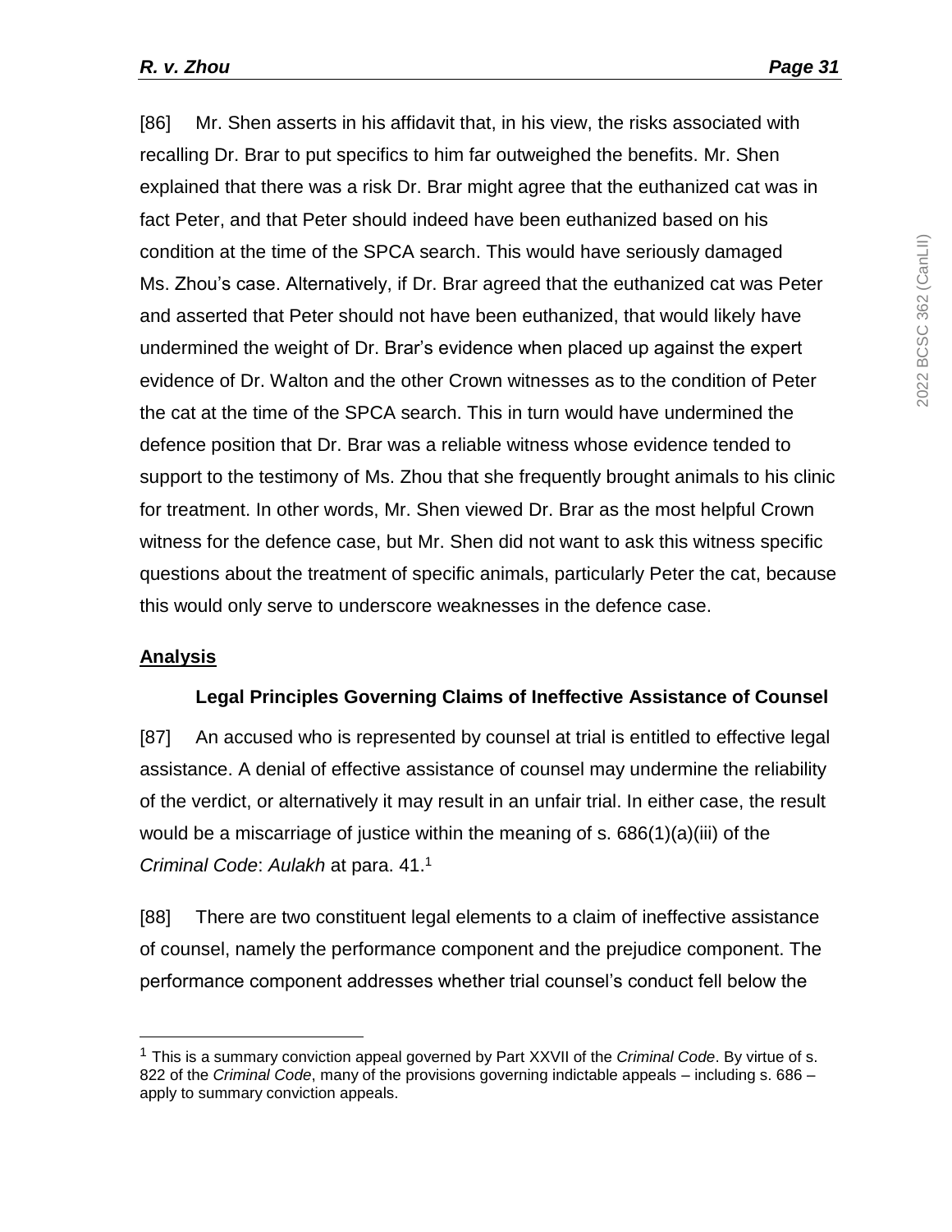[86] Mr. Shen asserts in his affidavit that, in his view, the risks associated with recalling Dr. Brar to put specifics to him far outweighed the benefits. Mr. Shen explained that there was a risk Dr. Brar might agree that the euthanized cat was in fact Peter, and that Peter should indeed have been euthanized based on his condition at the time of the SPCA search. This would have seriously damaged Ms. Zhou's case. Alternatively, if Dr. Brar agreed that the euthanized cat was Peter and asserted that Peter should not have been euthanized, that would likely have undermined the weight of Dr. Brar's evidence when placed up against the expert evidence of Dr. Walton and the other Crown witnesses as to the condition of Peter the cat at the time of the SPCA search. This in turn would have undermined the defence position that Dr. Brar was a reliable witness whose evidence tended to support to the testimony of Ms. Zhou that she frequently brought animals to his clinic for treatment. In other words, Mr. Shen viewed Dr. Brar as the most helpful Crown witness for the defence case, but Mr. Shen did not want to ask this witness specific questions about the treatment of specific animals, particularly Peter the cat, because this would only serve to underscore weaknesses in the defence case.

## Analysis

### Legal Principles Governing Claims of Ineffective Assistance of Counsel

[87] An accused who is represented by counsel at trial is entitled to effective legal assistance. A denial of effective assistance of counsel may undermine the reliability of the verdict, or alternatively it may result in an unfair trial. In either case, the result would be a miscarriage of justice within the meaning of s. 686(1)(a)(iii) of the *Criminal Code*: *Aulakh* at para. 41.[1]

[88] There are two constituent legal elements to a claim of ineffective assistance of counsel, namely the performance component and the prejudice component. The performance component addresses whether trial counsel's conduct fell below the

---

[1] This is a summary conviction appeal governed by Part XXVII of the *Criminal Code*. By virtue of s. 822 of the *Criminal Code*, many of the provisions governing indictable appeals – including s. 686 – apply to summary conviction appeals.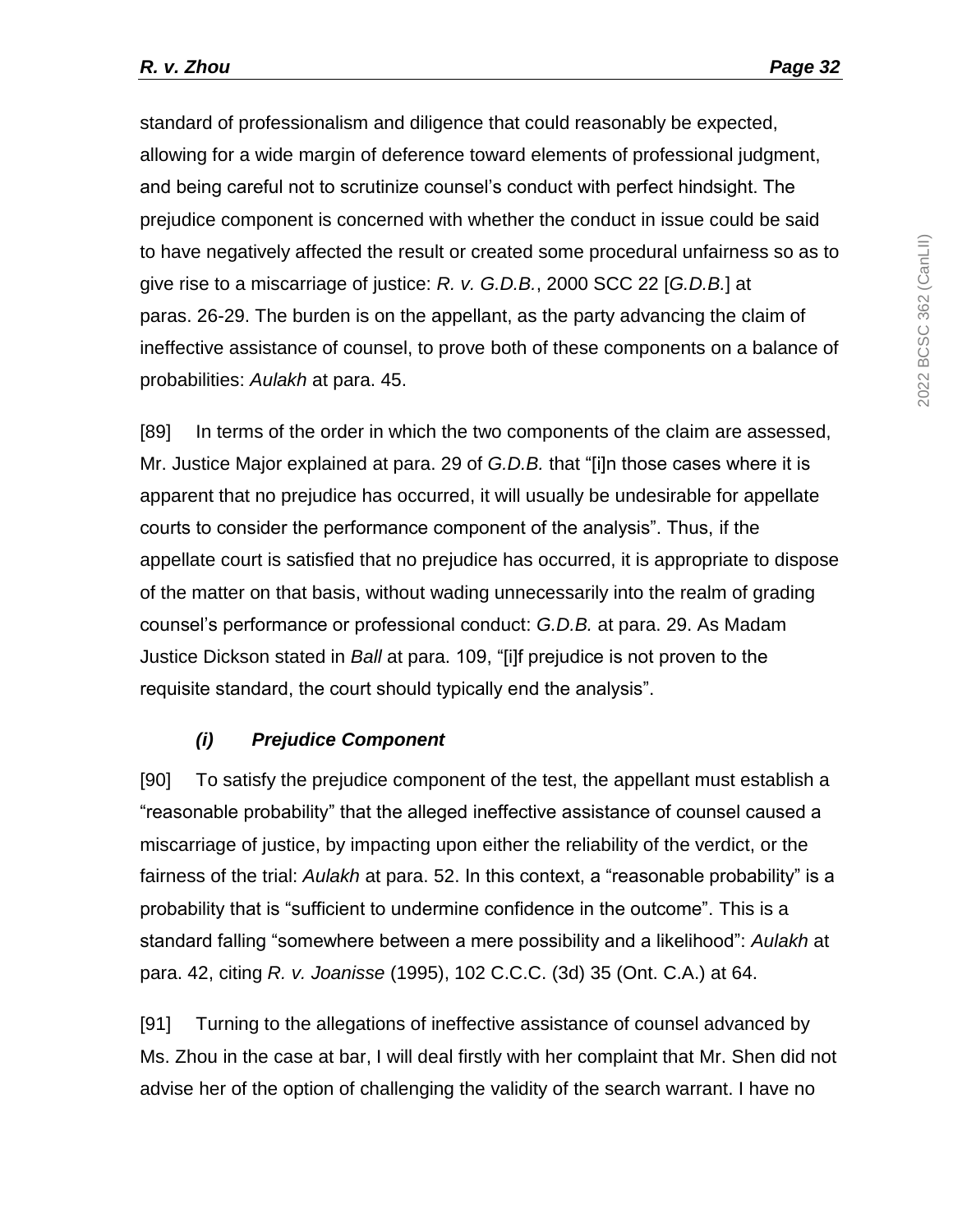standard of professionalism and diligence that could reasonably be expected, allowing for a wide margin of deference toward elements of professional judgment, and being careful not to scrutinize counsel's conduct with perfect hindsight. The prejudice component is concerned with whether the conduct in issue could be said to have negatively affected the result or created some procedural unfairness so as to give rise to a miscarriage of justice: *R. v. G.D.B.*, 2000 SCC 22 [*G.D.B.*] at paras. 26-29. The burden is on the appellant, as the party advancing the claim of ineffective assistance of counsel, to prove both of these components on a balance of probabilities: *Aulakh* at para. 45.

[89] In terms of the order in which the two components of the claim are assessed, Mr. Justice Major explained at para. 29 of *G.D.B.* that "[i]n those cases where it is apparent that no prejudice has occurred, it will usually be undesirable for appellate courts to consider the performance component of the analysis". Thus, if the appellate court is satisfied that no prejudice has occurred, it is appropriate to dispose of the matter on that basis, without wading unnecessarily into the realm of grading counsel's performance or professional conduct: *G.D.B.* at para. 29. As Madam Justice Dickson stated in *Ball* at para. 109, "[i]f prejudice is not proven to the requisite standard, the court should typically end the analysis".

#### *(i) Prejudice Component*

[90] To satisfy the prejudice component of the test, the appellant must establish a "reasonable probability" that the alleged ineffective assistance of counsel caused a miscarriage of justice, by impacting upon either the reliability of the verdict, or the fairness of the trial: *Aulakh* at para. 52. In this context, a "reasonable probability" is a probability that is "sufficient to undermine confidence in the outcome". This is a standard falling "somewhere between a mere possibility and a likelihood": *Aulakh* at para. 42, citing *R. v. Joanisse* (1995), 102 C.C.C. (3d) 35 (Ont. C.A.) at 64.

[91] Turning to the allegations of ineffective assistance of counsel advanced by Ms. Zhou in the case at bar, I will deal firstly with her complaint that Mr. Shen did not advise her of the option of challenging the validity of the search warrant. I have no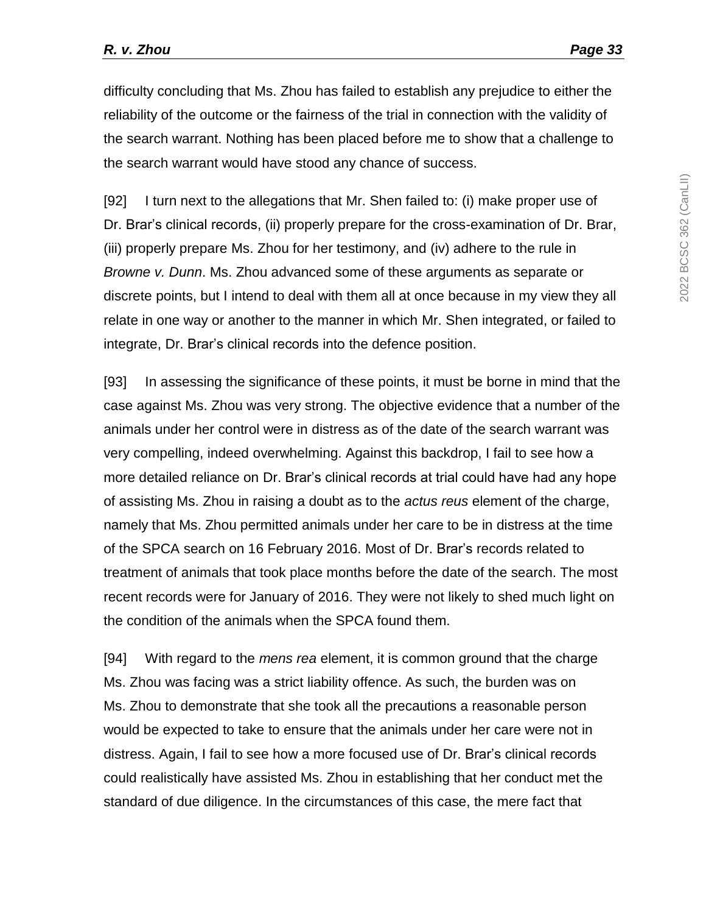difficulty concluding that Ms. Zhou has failed to establish any prejudice to either the reliability of the outcome or the fairness of the trial in connection with the validity of the search warrant. Nothing has been placed before me to show that a challenge to the search warrant would have stood any chance of success.

[92] I turn next to the allegations that Mr. Shen failed to: (i) make proper use of Dr. Brar's clinical records, (ii) properly prepare for the cross-examination of Dr. Brar, (iii) properly prepare Ms. Zhou for her testimony, and (iv) adhere to the rule in *Browne v. Dunn*. Ms. Zhou advanced some of these arguments as separate or discrete points, but I intend to deal with them all at once because in my view they all relate in one way or another to the manner in which Mr. Shen integrated, or failed to integrate, Dr. Brar's clinical records into the defence position.

[93] In assessing the significance of these points, it must be borne in mind that the case against Ms. Zhou was very strong. The objective evidence that a number of the animals under her control were in distress as of the date of the search warrant was very compelling, indeed overwhelming. Against this backdrop, I fail to see how a more detailed reliance on Dr. Brar's clinical records at trial could have had any hope of assisting Ms. Zhou in raising a doubt as to the *actus reus* element of the charge, namely that Ms. Zhou permitted animals under her care to be in distress at the time of the SPCA search on 16 February 2016. Most of Dr. Brar's records related to treatment of animals that took place months before the date of the search. The most recent records were for January of 2016. They were not likely to shed much light on the condition of the animals when the SPCA found them.

[94] With regard to the *mens rea* element, it is common ground that the charge Ms. Zhou was facing was a strict liability offence. As such, the burden was on Ms. Zhou to demonstrate that she took all the precautions a reasonable person would be expected to take to ensure that the animals under her care were not in distress. Again, I fail to see how a more focused use of Dr. Brar's clinical records could realistically have assisted Ms. Zhou in establishing that her conduct met the standard of due diligence. In the circumstances of this case, the mere fact that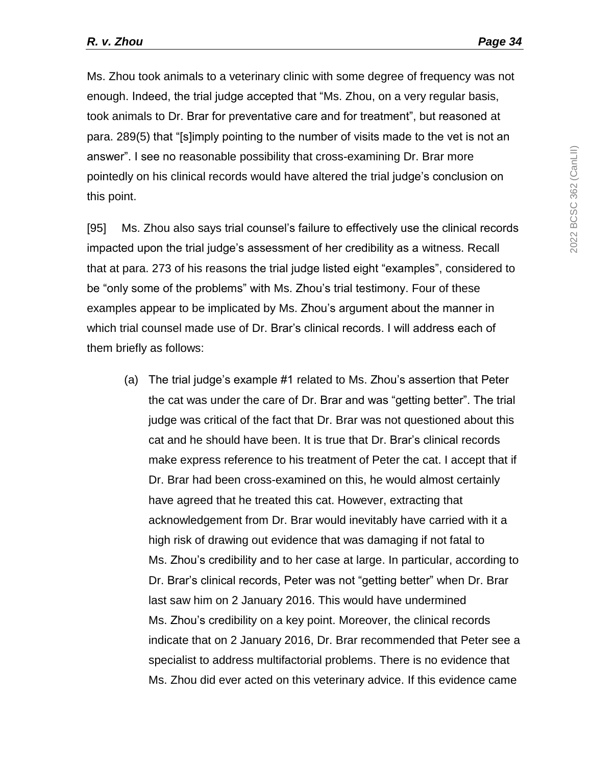Ms. Zhou took animals to a veterinary clinic with some degree of frequency was not enough. Indeed, the trial judge accepted that "Ms. Zhou, on a very regular basis, took animals to Dr. Brar for preventative care and for treatment", but reasoned at para. 289(5) that "[s]imply pointing to the number of visits made to the vet is not an answer". I see no reasonable possibility that cross-examining Dr. Brar more pointedly on his clinical records would have altered the trial judge's conclusion on this point.

[95] Ms. Zhou also says trial counsel's failure to effectively use the clinical records impacted upon the trial judge's assessment of her credibility as a witness. Recall that at para. 273 of his reasons the trial judge listed eight "examples", considered to be "only some of the problems" with Ms. Zhou's trial testimony. Four of these examples appear to be implicated by Ms. Zhou's argument about the manner in which trial counsel made use of Dr. Brar's clinical records. I will address each of them briefly as follows:

(a) The trial judge's example #1 related to Ms. Zhou's assertion that Peter the cat was under the care of Dr. Brar and was "getting better". The trial judge was critical of the fact that Dr. Brar was not questioned about this cat and he should have been. It is true that Dr. Brar's clinical records make express reference to his treatment of Peter the cat. I accept that if Dr. Brar had been cross-examined on this, he would almost certainly have agreed that he treated this cat. However, extracting that acknowledgement from Dr. Brar would inevitably have carried with it a high risk of drawing out evidence that was damaging if not fatal to Ms. Zhou's credibility and to her case at large. In particular, according to Dr. Brar's clinical records, Peter was not "getting better" when Dr. Brar last saw him on 2 January 2016. This would have undermined Ms. Zhou's credibility on a key point. Moreover, the clinical records indicate that on 2 January 2016, Dr. Brar recommended that Peter see a specialist to address multifactorial problems. There is no evidence that Ms. Zhou did ever acted on this veterinary advice. If this evidence came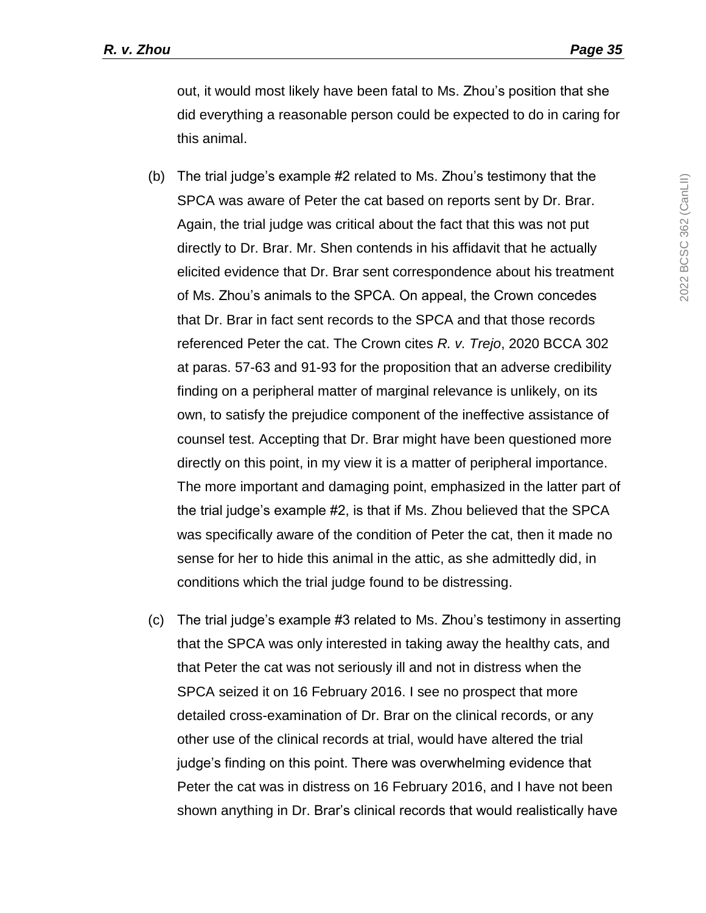out, it would most likely have been fatal to Ms. Zhou's position that she did everything a reasonable person could be expected to do in caring for this animal.

(b) The trial judge's example #2 related to Ms. Zhou's testimony that the SPCA was aware of Peter the cat based on reports sent by Dr. Brar. Again, the trial judge was critical about the fact that this was not put directly to Dr. Brar. Mr. Shen contends in his affidavit that he actually elicited evidence that Dr. Brar sent correspondence about his treatment of Ms. Zhou's animals to the SPCA. On appeal, the Crown concedes that Dr. Brar in fact sent records to the SPCA and that those records referenced Peter the cat. The Crown cites *R. v. Trejo*, 2020 BCCA 302 at paras. 57-63 and 91-93 for the proposition that an adverse credibility finding on a peripheral matter of marginal relevance is unlikely, on its own, to satisfy the prejudice component of the ineffective assistance of counsel test. Accepting that Dr. Brar might have been questioned more directly on this point, in my view it is a matter of peripheral importance. The more important and damaging point, emphasized in the latter part of the trial judge's example #2, is that if Ms. Zhou believed that the SPCA was specifically aware of the condition of Peter the cat, then it made no sense for her to hide this animal in the attic, as she admittedly did, in conditions which the trial judge found to be distressing.

(c) The trial judge's example #3 related to Ms. Zhou's testimony in asserting that the SPCA was only interested in taking away the healthy cats, and that Peter the cat was not seriously ill and not in distress when the SPCA seized it on 16 February 2016. I see no prospect that more detailed cross-examination of Dr. Brar on the clinical records, or any other use of the clinical records at trial, would have altered the trial judge's finding on this point. There was overwhelming evidence that Peter the cat was in distress on 16 February 2016, and I have not been shown anything in Dr. Brar's clinical records that would realistically have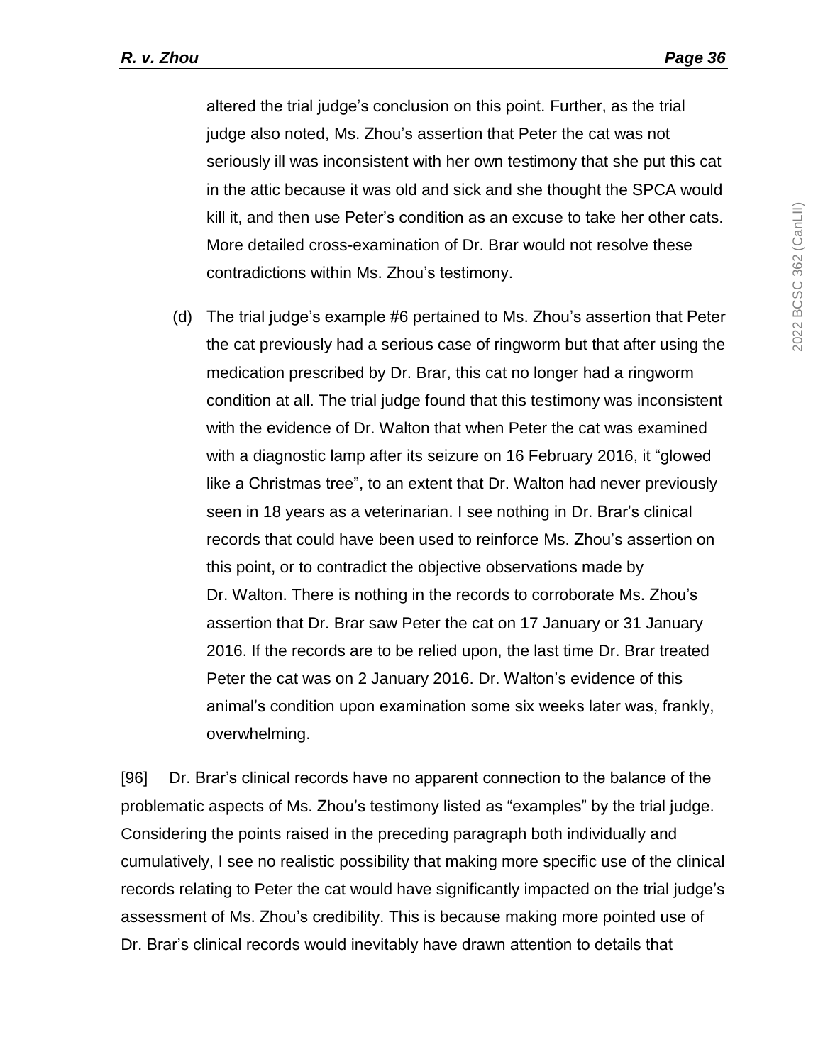altered the trial judge’s conclusion on this point. Further, as the trial judge also noted, Ms. Zhou’s assertion that Peter the cat was not seriously ill was inconsistent with her own testimony that she put this cat in the attic because it was old and sick and she thought the SPCA would kill it, and then use Peter’s condition as an excuse to take her other cats. More detailed cross-examination of Dr. Brar would not resolve these contradictions within Ms. Zhou’s testimony.

(d) The trial judge’s example #6 pertained to Ms. Zhou’s assertion that Peter the cat previously had a serious case of ringworm but that after using the medication prescribed by Dr. Brar, this cat no longer had a ringworm condition at all. The trial judge found that this testimony was inconsistent with the evidence of Dr. Walton that when Peter the cat was examined with a diagnostic lamp after its seizure on 16 February 2016, it “glowed like a Christmas tree”, to an extent that Dr. Walton had never previously seen in 18 years as a veterinarian. I see nothing in Dr. Brar’s clinical records that could have been used to reinforce Ms. Zhou’s assertion on this point, or to contradict the objective observations made by Dr. Walton. There is nothing in the records to corroborate Ms. Zhou’s assertion that Dr. Brar saw Peter the cat on 17 January or 31 January 2016. If the records are to be relied upon, the last time Dr. Brar treated Peter the cat was on 2 January 2016. Dr. Walton’s evidence of this animal’s condition upon examination some six weeks later was, frankly, overwhelming.

[96] Dr. Brar’s clinical records have no apparent connection to the balance of the problematic aspects of Ms. Zhou’s testimony listed as “examples” by the trial judge. Considering the points raised in the preceding paragraph both individually and cumulatively, I see no realistic possibility that making more specific use of the clinical records relating to Peter the cat would have significantly impacted on the trial judge’s assessment of Ms. Zhou’s credibility. This is because making more pointed use of Dr. Brar’s clinical records would inevitably have drawn attention to details that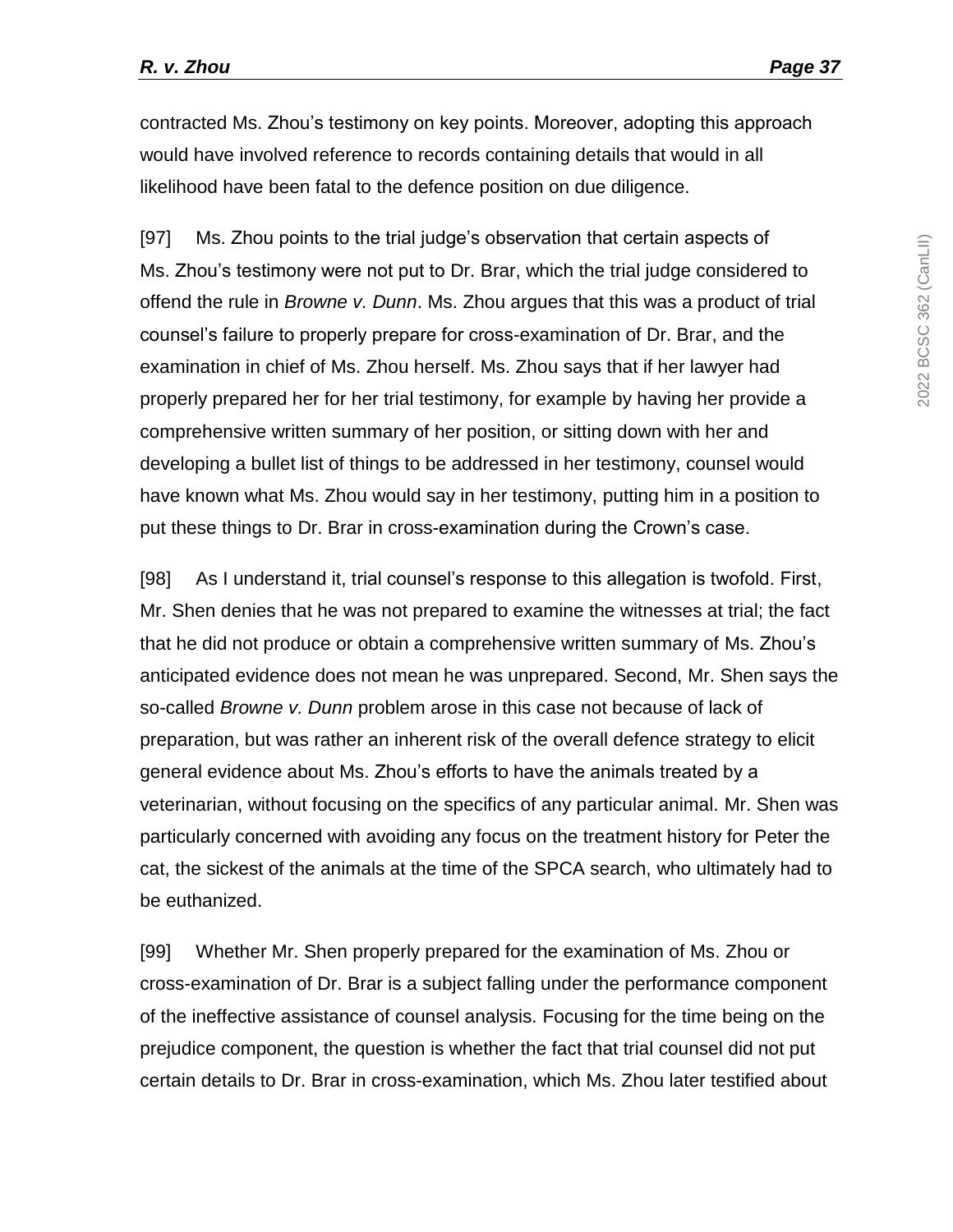contracted Ms. Zhou's testimony on key points. Moreover, adopting this approach would have involved reference to records containing details that would in all likelihood have been fatal to the defence position on due diligence.

[97] Ms. Zhou points to the trial judge's observation that certain aspects of Ms. Zhou's testimony were not put to Dr. Brar, which the trial judge considered to offend the rule in *Browne v. Dunn*. Ms. Zhou argues that this was a product of trial counsel's failure to properly prepare for cross-examination of Dr. Brar, and the examination in chief of Ms. Zhou herself. Ms. Zhou says that if her lawyer had properly prepared her for her trial testimony, for example by having her provide a comprehensive written summary of her position, or sitting down with her and developing a bullet list of things to be addressed in her testimony, counsel would have known what Ms. Zhou would say in her testimony, putting him in a position to put these things to Dr. Brar in cross-examination during the Crown's case.

[98] As I understand it, trial counsel's response to this allegation is twofold. First, Mr. Shen denies that he was not prepared to examine the witnesses at trial; the fact that he did not produce or obtain a comprehensive written summary of Ms. Zhou's anticipated evidence does not mean he was unprepared. Second, Mr. Shen says the so-called *Browne v. Dunn* problem arose in this case not because of lack of preparation, but was rather an inherent risk of the overall defence strategy to elicit general evidence about Ms. Zhou's efforts to have the animals treated by a veterinarian, without focusing on the specifics of any particular animal. Mr. Shen was particularly concerned with avoiding any focus on the treatment history for Peter the cat, the sickest of the animals at the time of the SPCA search, who ultimately had to be euthanized.

[99] Whether Mr. Shen properly prepared for the examination of Ms. Zhou or cross-examination of Dr. Brar is a subject falling under the performance component of the ineffective assistance of counsel analysis. Focusing for the time being on the prejudice component, the question is whether the fact that trial counsel did not put certain details to Dr. Brar in cross-examination, which Ms. Zhou later testified about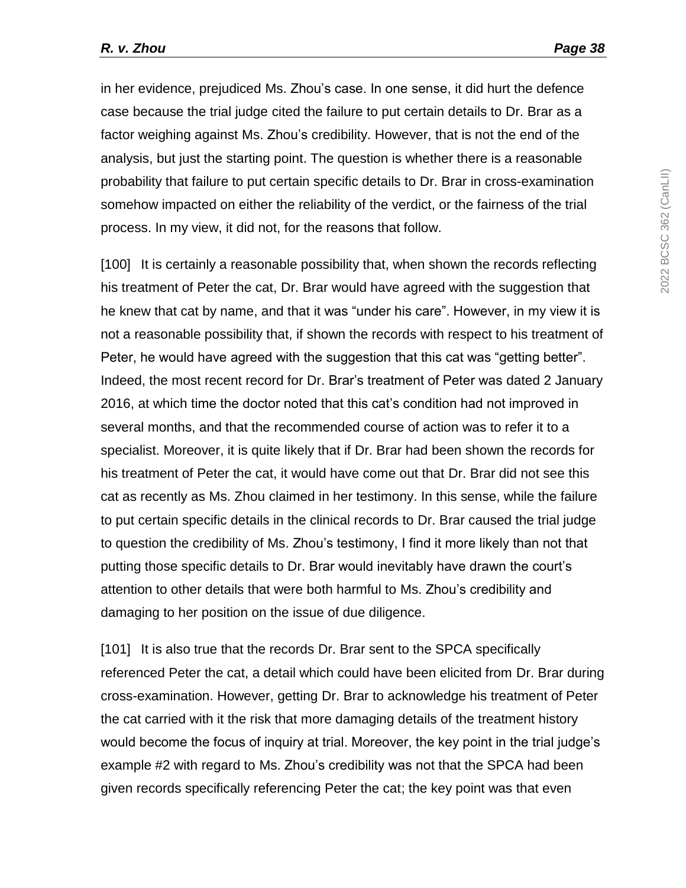in her evidence, prejudiced Ms. Zhou’s case. In one sense, it did hurt the defence case because the trial judge cited the failure to put certain details to Dr. Brar as a factor weighing against Ms. Zhou’s credibility. However, that is not the end of the analysis, but just the starting point. The question is whether there is a reasonable probability that failure to put certain specific details to Dr. Brar in cross-examination somehow impacted on either the reliability of the verdict, or the fairness of the trial process. In my view, it did not, for the reasons that follow.

[100] It is certainly a reasonable possibility that, when shown the records reflecting his treatment of Peter the cat, Dr. Brar would have agreed with the suggestion that he knew that cat by name, and that it was “under his care”. However, in my view it is not a reasonable possibility that, if shown the records with respect to his treatment of Peter, he would have agreed with the suggestion that this cat was “getting better”. Indeed, the most recent record for Dr. Brar’s treatment of Peter was dated 2 January 2016, at which time the doctor noted that this cat’s condition had not improved in several months, and that the recommended course of action was to refer it to a specialist. Moreover, it is quite likely that if Dr. Brar had been shown the records for his treatment of Peter the cat, it would have come out that Dr. Brar did not see this cat as recently as Ms. Zhou claimed in her testimony. In this sense, while the failure to put certain specific details in the clinical records to Dr. Brar caused the trial judge to question the credibility of Ms. Zhou’s testimony, I find it more likely than not that putting those specific details to Dr. Brar would inevitably have drawn the court’s attention to other details that were both harmful to Ms. Zhou’s credibility and damaging to her position on the issue of due diligence.

[101] It is also true that the records Dr. Brar sent to the SPCA specifically referenced Peter the cat, a detail which could have been elicited from Dr. Brar during cross-examination. However, getting Dr. Brar to acknowledge his treatment of Peter the cat carried with it the risk that more damaging details of the treatment history would become the focus of inquiry at trial. Moreover, the key point in the trial judge’s example #2 with regard to Ms. Zhou’s credibility was not that the SPCA had been given records specifically referencing Peter the cat; the key point was that even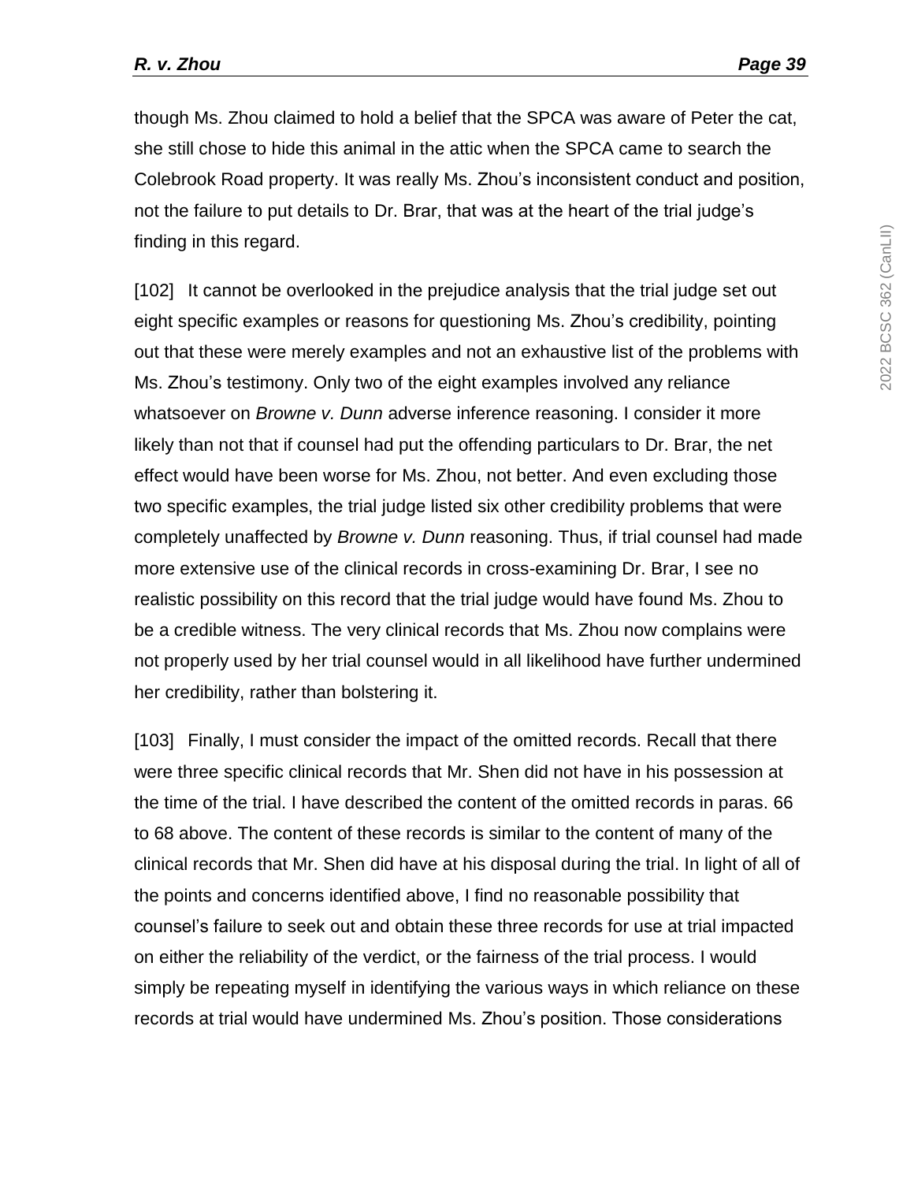though Ms. Zhou claimed to hold a belief that the SPCA was aware of Peter the cat, she still chose to hide this animal in the attic when the SPCA came to search the Colebrook Road property. It was really Ms. Zhou's inconsistent conduct and position, not the failure to put details to Dr. Brar, that was at the heart of the trial judge's finding in this regard.

[102] It cannot be overlooked in the prejudice analysis that the trial judge set out eight specific examples or reasons for questioning Ms. Zhou's credibility, pointing out that these were merely examples and not an exhaustive list of the problems with Ms. Zhou's testimony. Only two of the eight examples involved any reliance whatsoever on *Browne v. Dunn* adverse inference reasoning. I consider it more likely than not that if counsel had put the offending particulars to Dr. Brar, the net effect would have been worse for Ms. Zhou, not better. And even excluding those two specific examples, the trial judge listed six other credibility problems that were completely unaffected by *Browne v. Dunn* reasoning. Thus, if trial counsel had made more extensive use of the clinical records in cross-examining Dr. Brar, I see no realistic possibility on this record that the trial judge would have found Ms. Zhou to be a credible witness. The very clinical records that Ms. Zhou now complains were not properly used by her trial counsel would in all likelihood have further undermined her credibility, rather than bolstering it.

[103] Finally, I must consider the impact of the omitted records. Recall that there were three specific clinical records that Mr. Shen did not have in his possession at the time of the trial. I have described the content of the omitted records in paras. 66 to 68 above. The content of these records is similar to the content of many of the clinical records that Mr. Shen did have at his disposal during the trial. In light of all of the points and concerns identified above, I find no reasonable possibility that counsel's failure to seek out and obtain these three records for use at trial impacted on either the reliability of the verdict, or the fairness of the trial process. I would simply be repeating myself in identifying the various ways in which reliance on these records at trial would have undermined Ms. Zhou's position. Those considerations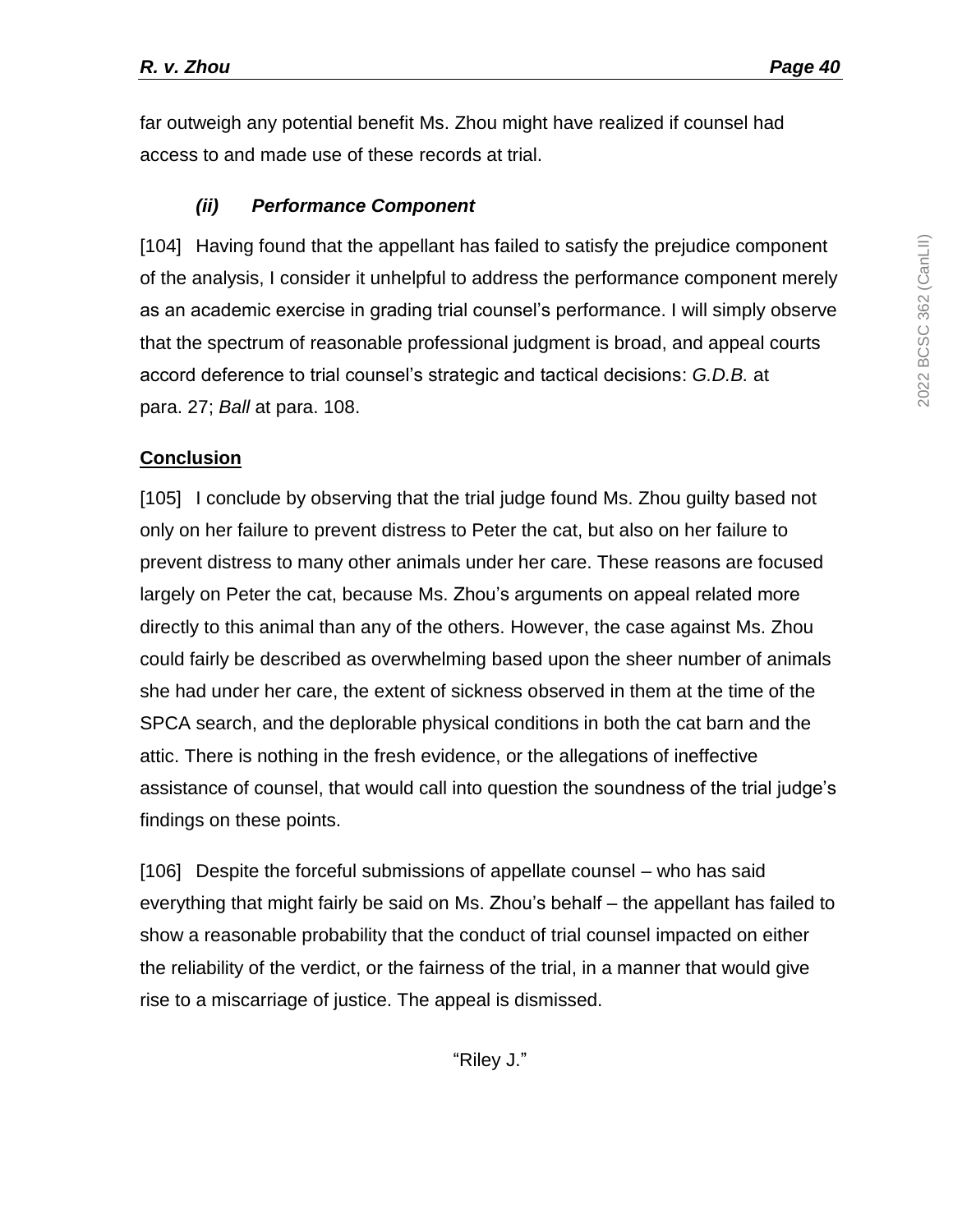far outweigh any potential benefit Ms. Zhou might have realized if counsel had access to and made use of these records at trial.

#### *(ii) Performance Component*

[104] Having found that the appellant has failed to satisfy the prejudice component of the analysis, I consider it unhelpful to address the performance component merely as an academic exercise in grading trial counsel's performance. I will simply observe that the spectrum of reasonable professional judgment is broad, and appeal courts accord deference to trial counsel's strategic and tactical decisions: *G.D.B.* at para. 27; *Ball* at para. 108.

## <u>Conclusion</u>

[105] I conclude by observing that the trial judge found Ms. Zhou guilty based not only on her failure to prevent distress to Peter the cat, but also on her failure to prevent distress to many other animals under her care. These reasons are focused largely on Peter the cat, because Ms. Zhou's arguments on appeal related more directly to this animal than any of the others. However, the case against Ms. Zhou could fairly be described as overwhelming based upon the sheer number of animals she had under her care, the extent of sickness observed in them at the time of the SPCA search, and the deplorable physical conditions in both the cat barn and the attic. There is nothing in the fresh evidence, or the allegations of ineffective assistance of counsel, that would call into question the soundness of the trial judge's findings on these points.

[106] Despite the forceful submissions of appellate counsel – who has said everything that might fairly be said on Ms. Zhou's behalf – the appellant has failed to show a reasonable probability that the conduct of trial counsel impacted on either the reliability of the verdict, or the fairness of the trial, in a manner that would give rise to a miscarriage of justice. The appeal is dismissed.

"Riley J."